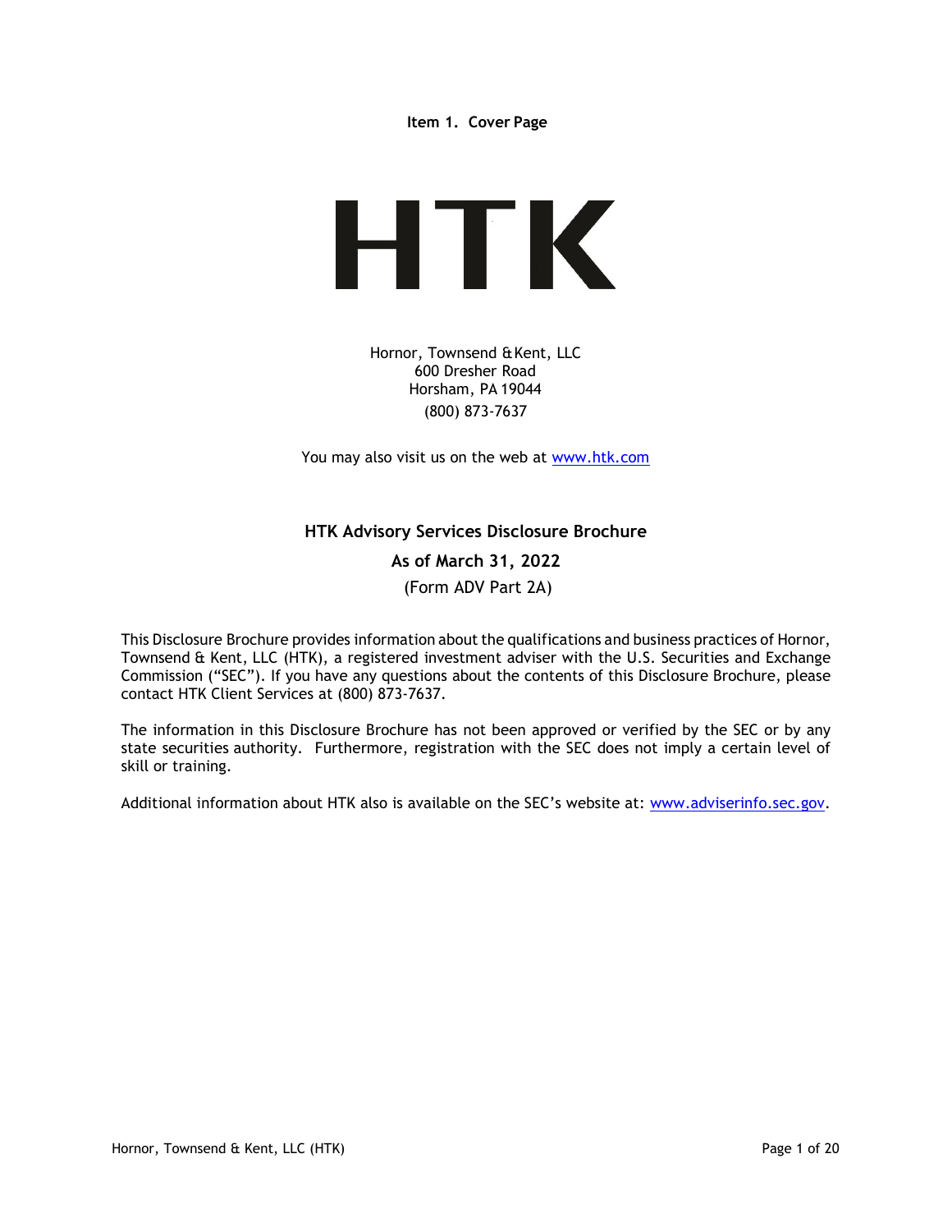**Item 1. Cover Page**

# HTK

Hornor, Townsend & Kent, LLC
600 Dresher Road
Horsham, PA 19044
(800) 873-7637

You may also visit us on the web at [www.htk.com](http://www.htk.com)

## HTK Advisory Services Disclosure Brochure

**As of March 31, 2022**

(Form ADV Part 2A)

This Disclosure Brochure provides information about the qualifications and business practices of Hornor, Townsend & Kent, LLC (HTK), a registered investment adviser with the U.S. Securities and Exchange Commission ("SEC"). If you have any questions about the contents of this Disclosure Brochure, please contact HTK Client Services at (800) 873-7637.

The information in this Disclosure Brochure has not been approved or verified by the SEC or by any state securities authority. Furthermore, registration with the SEC does not imply a certain level of skill or training.

Additional information about HTK also is available on the SEC's website at: [www.adviserinfo.sec.gov](http://www.adviserinfo.sec.gov).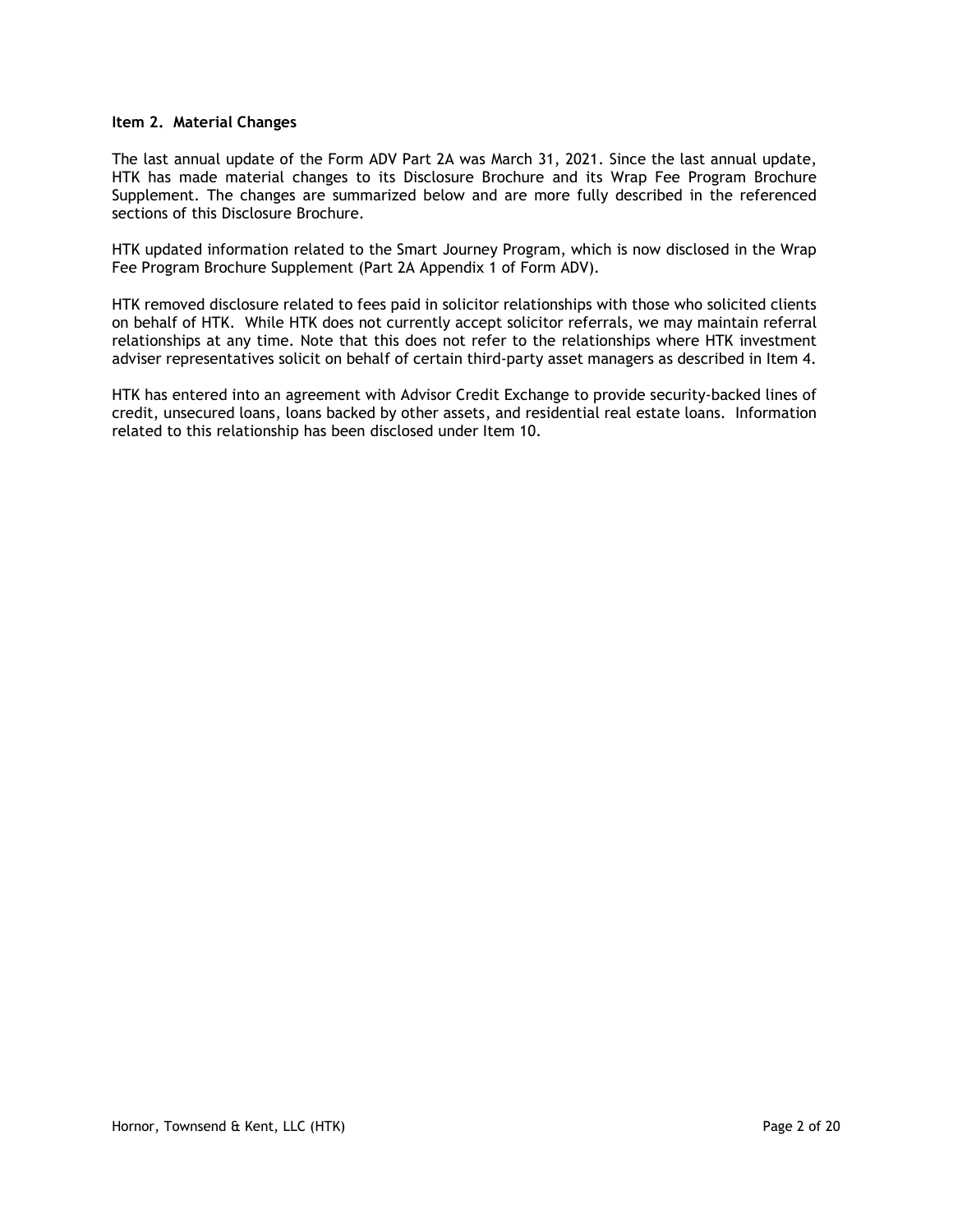## Item 2. Material Changes

The last annual update of the Form ADV Part 2A was March 31, 2021. Since the last annual update, HTK has made material changes to its Disclosure Brochure and its Wrap Fee Program Brochure Supplement. The changes are summarized below and are more fully described in the referenced sections of this Disclosure Brochure.

HTK updated information related to the Smart Journey Program, which is now disclosed in the Wrap Fee Program Brochure Supplement (Part 2A Appendix 1 of Form ADV).

HTK removed disclosure related to fees paid in solicitor relationships with those who solicited clients on behalf of HTK. While HTK does not currently accept solicitor referrals, we may maintain referral relationships at any time. Note that this does not refer to the relationships where HTK investment adviser representatives solicit on behalf of certain third-party asset managers as described in Item 4.

HTK has entered into an agreement with Advisor Credit Exchange to provide security-backed lines of credit, unsecured loans, loans backed by other assets, and residential real estate loans. Information related to this relationship has been disclosed under Item 10.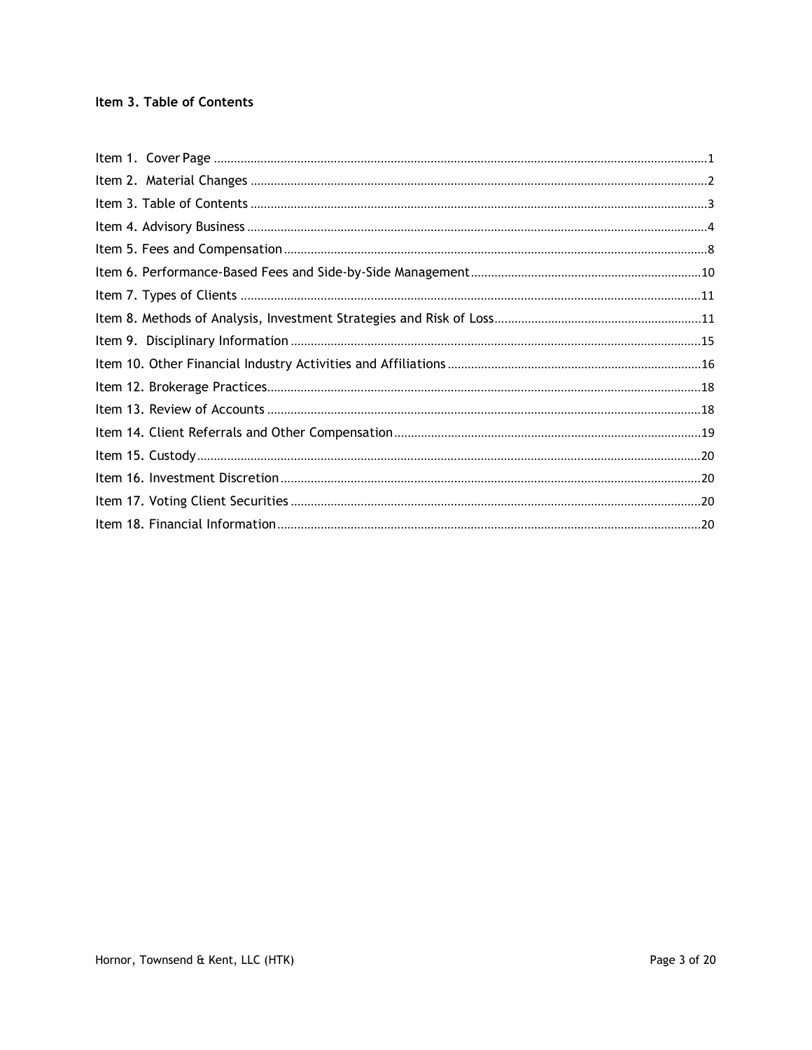## Item 3. Table of Contents

Item 1. Cover Page .......................................................................................................................................1
Item 2. Material Changes ..............................................................................................................................2
Item 3. Table of Contents ..............................................................................................................................3
Item 4. Advisory Business ..............................................................................................................................4
Item 5. Fees and Compensation .....................................................................................................................8
Item 6. Performance-Based Fees and Side-by-Side Management ....................................................................10
Item 7. Types of Clients ...............................................................................................................................11
Item 8. Methods of Analysis, Investment Strategies and Risk of Loss ..............................................................11
Item 9. Disciplinary Information ..................................................................................................................15
Item 10. Other Financial Industry Activities and Affiliations ............................................................................16
Item 12. Brokerage Practices ........................................................................................................................18
Item 13. Review of Accounts .........................................................................................................................18
Item 14. Client Referrals and Other Compensation ..........................................................................................19
Item 15. Custody ..........................................................................................................................................20
Item 16. Investment Discretion ......................................................................................................................20
Item 17. Voting Client Securities ....................................................................................................................20
Item 18. Financial Information .......................................................................................................................20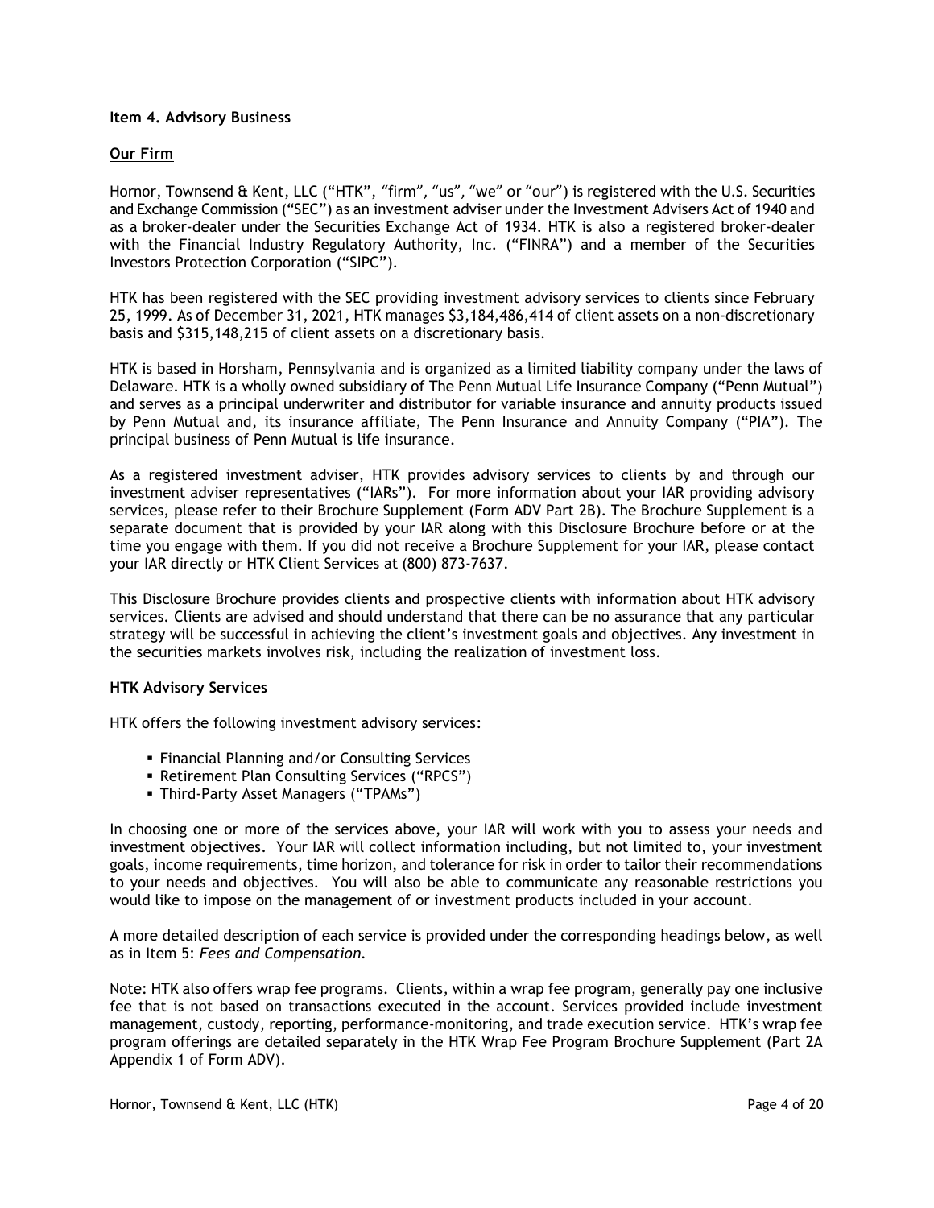## Item 4. Advisory Business

### Our Firm

Hornor, Townsend & Kent, LLC ("HTK", "firm", "us", "we" or "our") is registered with the U.S. Securities and Exchange Commission ("SEC") as an investment adviser under the Investment Advisers Act of 1940 and as a broker-dealer under the Securities Exchange Act of 1934. HTK is also a registered broker-dealer with the Financial Industry Regulatory Authority, Inc. ("FINRA") and a member of the Securities Investors Protection Corporation ("SIPC").

HTK has been registered with the SEC providing investment advisory services to clients since February 25, 1999. As of December 31, 2021, HTK manages $3,184,486,414 of client assets on a non-discretionary basis and $315,148,215 of client assets on a discretionary basis.

HTK is based in Horsham, Pennsylvania and is organized as a limited liability company under the laws of Delaware. HTK is a wholly owned subsidiary of The Penn Mutual Life Insurance Company ("Penn Mutual") and serves as a principal underwriter and distributor for variable insurance and annuity products issued by Penn Mutual and, its insurance affiliate, The Penn Insurance and Annuity Company ("PIA"). The principal business of Penn Mutual is life insurance.

As a registered investment adviser, HTK provides advisory services to clients by and through our investment adviser representatives ("IARs"). For more information about your IAR providing advisory services, please refer to their Brochure Supplement (Form ADV Part 2B). The Brochure Supplement is a separate document that is provided by your IAR along with this Disclosure Brochure before or at the time you engage with them. If you did not receive a Brochure Supplement for your IAR, please contact your IAR directly or HTK Client Services at (800) 873-7637.

This Disclosure Brochure provides clients and prospective clients with information about HTK advisory services. Clients are advised and should understand that there can be no assurance that any particular strategy will be successful in achieving the client's investment goals and objectives. Any investment in the securities markets involves risk, including the realization of investment loss.

### HTK Advisory Services

HTK offers the following investment advisory services:

- Financial Planning and/or Consulting Services
- Retirement Plan Consulting Services ("RPCS")
- Third-Party Asset Managers ("TPAMs")

In choosing one or more of the services above, your IAR will work with you to assess your needs and investment objectives. Your IAR will collect information including, but not limited to, your investment goals, income requirements, time horizon, and tolerance for risk in order to tailor their recommendations to your needs and objectives. You will also be able to communicate any reasonable restrictions you would like to impose on the management of or investment products included in your account.

A more detailed description of each service is provided under the corresponding headings below, as well as in Item 5: *Fees and Compensation*.

Note: HTK also offers wrap fee programs. Clients, within a wrap fee program, generally pay one inclusive fee that is not based on transactions executed in the account. Services provided include investment management, custody, reporting, performance-monitoring, and trade execution service. HTK's wrap fee program offerings are detailed separately in the HTK Wrap Fee Program Brochure Supplement (Part 2A Appendix 1 of Form ADV).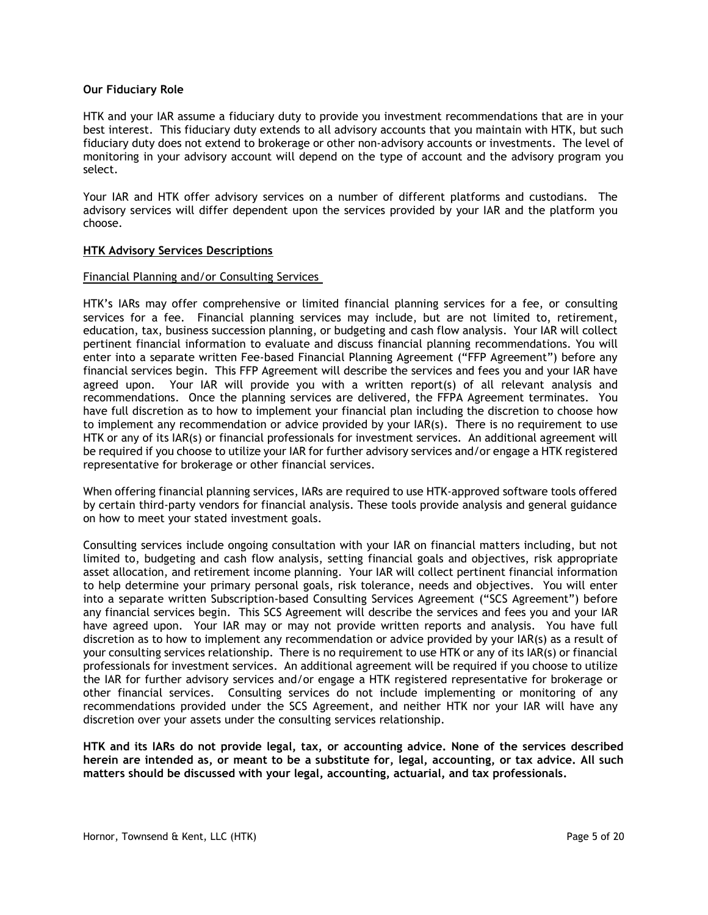**Our Fiduciary Role**

HTK and your IAR assume a fiduciary duty to provide you investment recommendations that are in your best interest. This fiduciary duty extends to all advisory accounts that you maintain with HTK, but such fiduciary duty does not extend to brokerage or other non-advisory accounts or investments. The level of monitoring in your advisory account will depend on the type of account and the advisory program you select.

Your IAR and HTK offer advisory services on a number of different platforms and custodians. The advisory services will differ dependent upon the services provided by your IAR and the platform you choose.

**HTK Advisory Services Descriptions**

Financial Planning and/or Consulting Services

HTK's IARs may offer comprehensive or limited financial planning services for a fee, or consulting services for a fee. Financial planning services may include, but are not limited to, retirement, education, tax, business succession planning, or budgeting and cash flow analysis. Your IAR will collect pertinent financial information to evaluate and discuss financial planning recommendations. You will enter into a separate written Fee-based Financial Planning Agreement ("FFP Agreement") before any financial services begin. This FFP Agreement will describe the services and fees you and your IAR have agreed upon. Your IAR will provide you with a written report(s) of all relevant analysis and recommendations. Once the planning services are delivered, the FFPA Agreement terminates. You have full discretion as to how to implement your financial plan including the discretion to choose how to implement any recommendation or advice provided by your IAR(s). There is no requirement to use HTK or any of its IAR(s) or financial professionals for investment services. An additional agreement will be required if you choose to utilize your IAR for further advisory services and/or engage a HTK registered representative for brokerage or other financial services.

When offering financial planning services, IARs are required to use HTK-approved software tools offered by certain third-party vendors for financial analysis. These tools provide analysis and general guidance on how to meet your stated investment goals.

Consulting services include ongoing consultation with your IAR on financial matters including, but not limited to, budgeting and cash flow analysis, setting financial goals and objectives, risk appropriate asset allocation, and retirement income planning. Your IAR will collect pertinent financial information to help determine your primary personal goals, risk tolerance, needs and objectives. You will enter into a separate written Subscription-based Consulting Services Agreement ("SCS Agreement") before any financial services begin. This SCS Agreement will describe the services and fees you and your IAR have agreed upon. Your IAR may or may not provide written reports and analysis. You have full discretion as to how to implement any recommendation or advice provided by your IAR(s) as a result of your consulting services relationship. There is no requirement to use HTK or any of its IAR(s) or financial professionals for investment services. An additional agreement will be required if you choose to utilize the IAR for further advisory services and/or engage a HTK registered representative for brokerage or other financial services. Consulting services do not include implementing or monitoring of any recommendations provided under the SCS Agreement, and neither HTK nor your IAR will have any discretion over your assets under the consulting services relationship.

**HTK and its IARs do not provide legal, tax, or accounting advice. None of the services described herein are intended as, or meant to be a substitute for, legal, accounting, or tax advice. All such matters should be discussed with your legal, accounting, actuarial, and tax professionals.**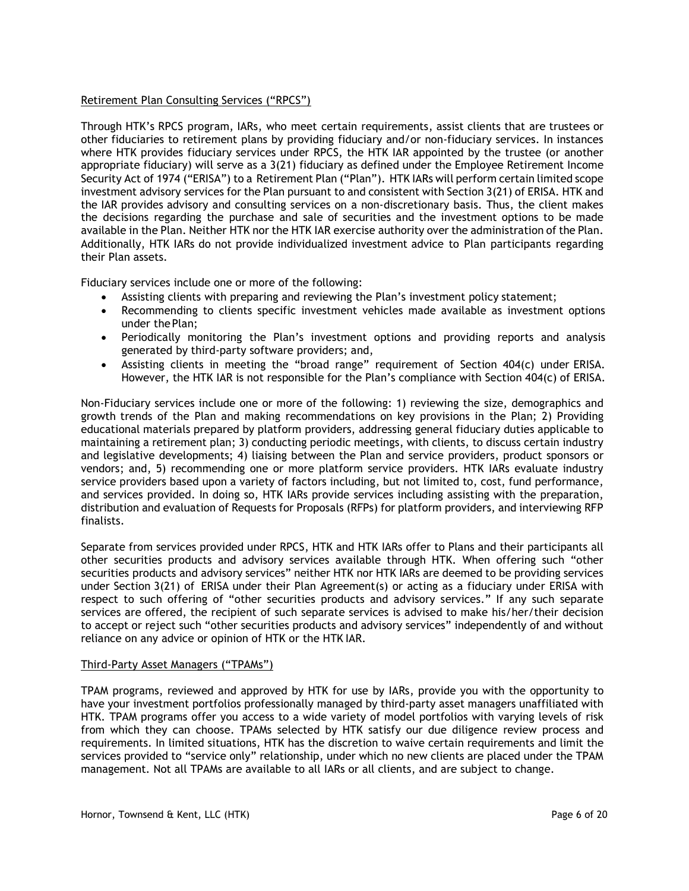## Retirement Plan Consulting Services ("RPCS")

Through HTK's RPCS program, IARs, who meet certain requirements, assist clients that are trustees or other fiduciaries to retirement plans by providing fiduciary and/or non-fiduciary services. In instances where HTK provides fiduciary services under RPCS, the HTK IAR appointed by the trustee (or another appropriate fiduciary) will serve as a 3(21) fiduciary as defined under the Employee Retirement Income Security Act of 1974 ("ERISA") to a Retirement Plan ("Plan"). HTK IARs will perform certain limited scope investment advisory services for the Plan pursuant to and consistent with Section 3(21) of ERISA. HTK and the IAR provides advisory and consulting services on a non-discretionary basis. Thus, the client makes the decisions regarding the purchase and sale of securities and the investment options to be made available in the Plan. Neither HTK nor the HTK IAR exercise authority over the administration of the Plan. Additionally, HTK IARs do not provide individualized investment advice to Plan participants regarding their Plan assets.

Fiduciary services include one or more of the following:

- Assisting clients with preparing and reviewing the Plan's investment policy statement;
- Recommending to clients specific investment vehicles made available as investment options under the Plan;
- Periodically monitoring the Plan's investment options and providing reports and analysis generated by third-party software providers; and,
- Assisting clients in meeting the "broad range" requirement of Section 404(c) under ERISA. However, the HTK IAR is not responsible for the Plan's compliance with Section 404(c) of ERISA.

Non-Fiduciary services include one or more of the following: 1) reviewing the size, demographics and growth trends of the Plan and making recommendations on key provisions in the Plan; 2) Providing educational materials prepared by platform providers, addressing general fiduciary duties applicable to maintaining a retirement plan; 3) conducting periodic meetings, with clients, to discuss certain industry and legislative developments; 4) liaising between the Plan and service providers, product sponsors or vendors; and, 5) recommending one or more platform service providers. HTK IARs evaluate industry service providers based upon a variety of factors including, but not limited to, cost, fund performance, and services provided. In doing so, HTK IARs provide services including assisting with the preparation, distribution and evaluation of Requests for Proposals (RFPs) for platform providers, and interviewing RFP finalists.

Separate from services provided under RPCS, HTK and HTK IARs offer to Plans and their participants all other securities products and advisory services available through HTK. When offering such "other securities products and advisory services" neither HTK nor HTK IARs are deemed to be providing services under Section 3(21) of ERISA under their Plan Agreement(s) or acting as a fiduciary under ERISA with respect to such offering of "other securities products and advisory services." If any such separate services are offered, the recipient of such separate services is advised to make his/her/their decision to accept or reject such "other securities products and advisory services" independently of and without reliance on any advice or opinion of HTK or the HTK IAR.

## Third-Party Asset Managers ("TPAMs")

TPAM programs, reviewed and approved by HTK for use by IARs, provide you with the opportunity to have your investment portfolios professionally managed by third-party asset managers unaffiliated with HTK. TPAM programs offer you access to a wide variety of model portfolios with varying levels of risk from which they can choose. TPAMs selected by HTK satisfy our due diligence review process and requirements. In limited situations, HTK has the discretion to waive certain requirements and limit the services provided to "service only" relationship, under which no new clients are placed under the TPAM management. Not all TPAMs are available to all IARs or all clients, and are subject to change.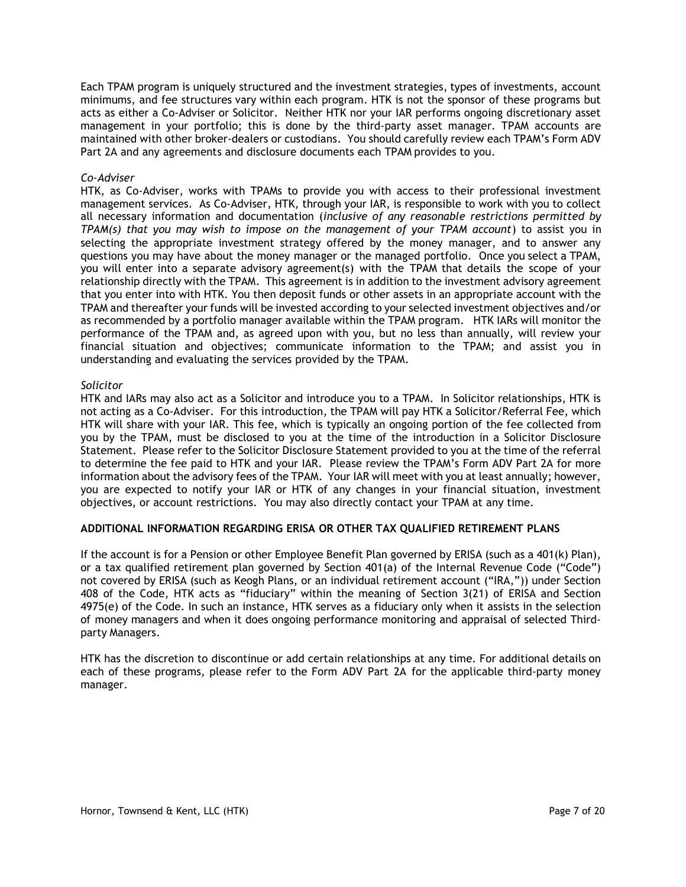Each TPAM program is uniquely structured and the investment strategies, types of investments, account minimums, and fee structures vary within each program. HTK is not the sponsor of these programs but acts as either a Co-Adviser or Solicitor. Neither HTK nor your IAR performs ongoing discretionary asset management in your portfolio; this is done by the third-party asset manager. TPAM accounts are maintained with other broker-dealers or custodians. You should carefully review each TPAM's Form ADV Part 2A and any agreements and disclosure documents each TPAM provides to you.

*Co-Adviser*

HTK, as Co-Adviser, works with TPAMs to provide you with access to their professional investment management services. As Co-Adviser, HTK, through your IAR, is responsible to work with you to collect all necessary information and documentation (*inclusive of any reasonable restrictions permitted by TPAM(s) that you may wish to impose on the management of your TPAM account*) to assist you in selecting the appropriate investment strategy offered by the money manager, and to answer any questions you may have about the money manager or the managed portfolio. Once you select a TPAM, you will enter into a separate advisory agreement(s) with the TPAM that details the scope of your relationship directly with the TPAM. This agreement is in addition to the investment advisory agreement that you enter into with HTK. You then deposit funds or other assets in an appropriate account with the TPAM and thereafter your funds will be invested according to your selected investment objectives and/or as recommended by a portfolio manager available within the TPAM program. HTK IARs will monitor the performance of the TPAM and, as agreed upon with you, but no less than annually, will review your financial situation and objectives; communicate information to the TPAM; and assist you in understanding and evaluating the services provided by the TPAM.

*Solicitor*

HTK and IARs may also act as a Solicitor and introduce you to a TPAM. In Solicitor relationships, HTK is not acting as a Co-Adviser. For this introduction, the TPAM will pay HTK a Solicitor/Referral Fee, which HTK will share with your IAR. This fee, which is typically an ongoing portion of the fee collected from you by the TPAM, must be disclosed to you at the time of the introduction in a Solicitor Disclosure Statement. Please refer to the Solicitor Disclosure Statement provided to you at the time of the referral to determine the fee paid to HTK and your IAR. Please review the TPAM's Form ADV Part 2A for more information about the advisory fees of the TPAM. Your IAR will meet with you at least annually; however, you are expected to notify your IAR or HTK of any changes in your financial situation, investment objectives, or account restrictions. You may also directly contact your TPAM at any time.

**ADDITIONAL INFORMATION REGARDING ERISA OR OTHER TAX QUALIFIED RETIREMENT PLANS**

If the account is for a Pension or other Employee Benefit Plan governed by ERISA (such as a 401(k) Plan), or a tax qualified retirement plan governed by Section 401(a) of the Internal Revenue Code ("Code") not covered by ERISA (such as Keogh Plans, or an individual retirement account ("IRA,")) under Section 408 of the Code, HTK acts as "fiduciary" within the meaning of Section 3(21) of ERISA and Section 4975(e) of the Code. In such an instance, HTK serves as a fiduciary only when it assists in the selection of money managers and when it does ongoing performance monitoring and appraisal of selected Third-party Managers.

HTK has the discretion to discontinue or add certain relationships at any time. For additional details on each of these programs, please refer to the Form ADV Part 2A for the applicable third-party money manager.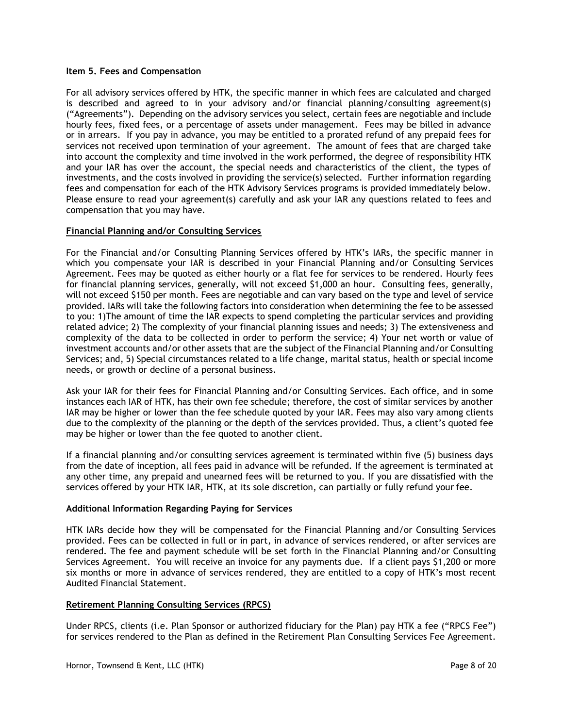### Item 5. Fees and Compensation

For all advisory services offered by HTK, the specific manner in which fees are calculated and charged is described and agreed to in your advisory and/or financial planning/consulting agreement(s) ("Agreements"). Depending on the advisory services you select, certain fees are negotiable and include hourly fees, fixed fees, or a percentage of assets under management. Fees may be billed in advance or in arrears. If you pay in advance, you may be entitled to a prorated refund of any prepaid fees for services not received upon termination of your agreement. The amount of fees that are charged take into account the complexity and time involved in the work performed, the degree of responsibility HTK and your IAR has over the account, the special needs and characteristics of the client, the types of investments, and the costs involved in providing the service(s) selected. Further information regarding fees and compensation for each of the HTK Advisory Services programs is provided immediately below. Please ensure to read your agreement(s) carefully and ask your IAR any questions related to fees and compensation that you may have.

#### Financial Planning and/or Consulting Services

For the Financial and/or Consulting Planning Services offered by HTK's IARs, the specific manner in which you compensate your IAR is described in your Financial Planning and/or Consulting Services Agreement. Fees may be quoted as either hourly or a flat fee for services to be rendered. Hourly fees for financial planning services, generally, will not exceed $1,000 an hour. Consulting fees, generally, will not exceed $150 per month. Fees are negotiable and can vary based on the type and level of service provided. IARs will take the following factors into consideration when determining the fee to be assessed to you: 1)The amount of time the IAR expects to spend completing the particular services and providing related advice; 2) The complexity of your financial planning issues and needs; 3) The extensiveness and complexity of the data to be collected in order to perform the service; 4) Your net worth or value of investment accounts and/or other assets that are the subject of the Financial Planning and/or Consulting Services; and, 5) Special circumstances related to a life change, marital status, health or special income needs, or growth or decline of a personal business.

Ask your IAR for their fees for Financial Planning and/or Consulting Services. Each office, and in some instances each IAR of HTK, has their own fee schedule; therefore, the cost of similar services by another IAR may be higher or lower than the fee schedule quoted by your IAR. Fees may also vary among clients due to the complexity of the planning or the depth of the services provided. Thus, a client's quoted fee may be higher or lower than the fee quoted to another client.

If a financial planning and/or consulting services agreement is terminated within five (5) business days from the date of inception, all fees paid in advance will be refunded. If the agreement is terminated at any other time, any prepaid and unearned fees will be returned to you. If you are dissatisfied with the services offered by your HTK IAR, HTK, at its sole discretion, can partially or fully refund your fee.

#### Additional Information Regarding Paying for Services

HTK IARs decide how they will be compensated for the Financial Planning and/or Consulting Services provided. Fees can be collected in full or in part, in advance of services rendered, or after services are rendered. The fee and payment schedule will be set forth in the Financial Planning and/or Consulting Services Agreement. You will receive an invoice for any payments due. If a client pays $1,200 or more six months or more in advance of services rendered, they are entitled to a copy of HTK's most recent Audited Financial Statement.

#### Retirement Planning Consulting Services (RPCS)

Under RPCS, clients (i.e. Plan Sponsor or authorized fiduciary for the Plan) pay HTK a fee ("RPCS Fee") for services rendered to the Plan as defined in the Retirement Plan Consulting Services Fee Agreement.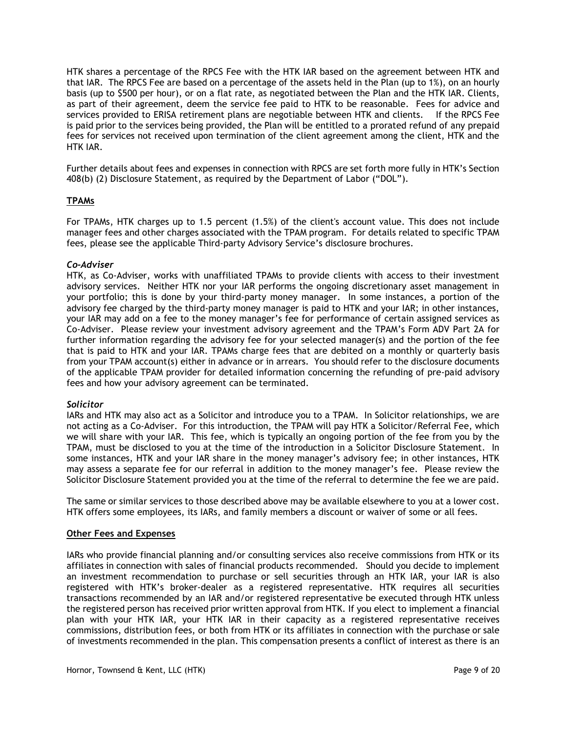HTK shares a percentage of the RPCS Fee with the HTK IAR based on the agreement between HTK and that IAR. The RPCS Fee are based on a percentage of the assets held in the Plan (up to 1%), on an hourly basis (up to $500 per hour), or on a flat rate, as negotiated between the Plan and the HTK IAR. Clients, as part of their agreement, deem the service fee paid to HTK to be reasonable. Fees for advice and services provided to ERISA retirement plans are negotiable between HTK and clients. If the RPCS Fee is paid prior to the services being provided, the Plan will be entitled to a prorated refund of any prepaid fees for services not received upon termination of the client agreement among the client, HTK and the HTK IAR.

Further details about fees and expenses in connection with RPCS are set forth more fully in HTK's Section 408(b) (2) Disclosure Statement, as required by the Department of Labor ("DOL").

**TPAMs**

For TPAMs, HTK charges up to 1.5 percent (1.5%) of the client's account value. This does not include manager fees and other charges associated with the TPAM program. For details related to specific TPAM fees, please see the applicable Third-party Advisory Service's disclosure brochures.

***Co-Adviser***

HTK, as Co-Adviser, works with unaffiliated TPAMs to provide clients with access to their investment advisory services. Neither HTK nor your IAR performs the ongoing discretionary asset management in your portfolio; this is done by your third-party money manager. In some instances, a portion of the advisory fee charged by the third-party money manager is paid to HTK and your IAR; in other instances, your IAR may add on a fee to the money manager's fee for performance of certain assigned services as Co-Adviser. Please review your investment advisory agreement and the TPAM's Form ADV Part 2A for further information regarding the advisory fee for your selected manager(s) and the portion of the fee that is paid to HTK and your IAR. TPAMs charge fees that are debited on a monthly or quarterly basis from your TPAM account(s) either in advance or in arrears. You should refer to the disclosure documents of the applicable TPAM provider for detailed information concerning the refunding of pre-paid advisory fees and how your advisory agreement can be terminated.

***Solicitor***

IARs and HTK may also act as a Solicitor and introduce you to a TPAM. In Solicitor relationships, we are not acting as a Co-Adviser. For this introduction, the TPAM will pay HTK a Solicitor/Referral Fee, which we will share with your IAR. This fee, which is typically an ongoing portion of the fee from you by the TPAM, must be disclosed to you at the time of the introduction in a Solicitor Disclosure Statement. In some instances, HTK and your IAR share in the money manager's advisory fee; in other instances, HTK may assess a separate fee for our referral in addition to the money manager's fee. Please review the Solicitor Disclosure Statement provided you at the time of the referral to determine the fee we are paid.

The same or similar services to those described above may be available elsewhere to you at a lower cost. HTK offers some employees, its IARs, and family members a discount or waiver of some or all fees.

**Other Fees and Expenses**

IARs who provide financial planning and/or consulting services also receive commissions from HTK or its affiliates in connection with sales of financial products recommended. Should you decide to implement an investment recommendation to purchase or sell securities through an HTK IAR, your IAR is also registered with HTK's broker-dealer as a registered representative. HTK requires all securities transactions recommended by an IAR and/or registered representative be executed through HTK unless the registered person has received prior written approval from HTK. If you elect to implement a financial plan with your HTK IAR, your HTK IAR in their capacity as a registered representative receives commissions, distribution fees, or both from HTK or its affiliates in connection with the purchase or sale of investments recommended in the plan. This compensation presents a conflict of interest as there is an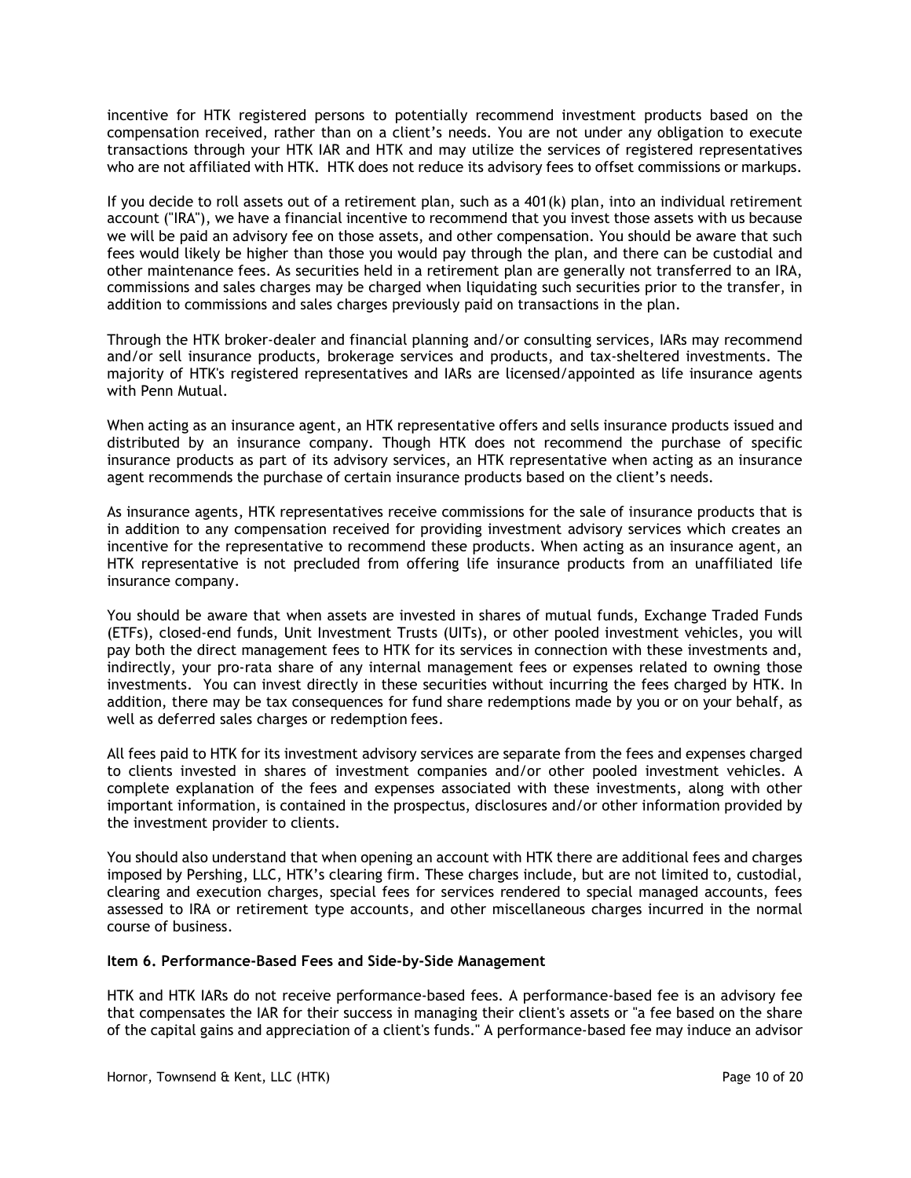incentive for HTK registered persons to potentially recommend investment products based on the compensation received, rather than on a client's needs. You are not under any obligation to execute transactions through your HTK IAR and HTK and may utilize the services of registered representatives who are not affiliated with HTK. HTK does not reduce its advisory fees to offset commissions or markups.

If you decide to roll assets out of a retirement plan, such as a 401(k) plan, into an individual retirement account ("IRA"), we have a financial incentive to recommend that you invest those assets with us because we will be paid an advisory fee on those assets, and other compensation. You should be aware that such fees would likely be higher than those you would pay through the plan, and there can be custodial and other maintenance fees. As securities held in a retirement plan are generally not transferred to an IRA, commissions and sales charges may be charged when liquidating such securities prior to the transfer, in addition to commissions and sales charges previously paid on transactions in the plan.

Through the HTK broker-dealer and financial planning and/or consulting services, IARs may recommend and/or sell insurance products, brokerage services and products, and tax-sheltered investments. The majority of HTK's registered representatives and IARs are licensed/appointed as life insurance agents with Penn Mutual.

When acting as an insurance agent, an HTK representative offers and sells insurance products issued and distributed by an insurance company. Though HTK does not recommend the purchase of specific insurance products as part of its advisory services, an HTK representative when acting as an insurance agent recommends the purchase of certain insurance products based on the client's needs.

As insurance agents, HTK representatives receive commissions for the sale of insurance products that is in addition to any compensation received for providing investment advisory services which creates an incentive for the representative to recommend these products. When acting as an insurance agent, an HTK representative is not precluded from offering life insurance products from an unaffiliated life insurance company.

You should be aware that when assets are invested in shares of mutual funds, Exchange Traded Funds (ETFs), closed-end funds, Unit Investment Trusts (UITs), or other pooled investment vehicles, you will pay both the direct management fees to HTK for its services in connection with these investments and, indirectly, your pro-rata share of any internal management fees or expenses related to owning those investments. You can invest directly in these securities without incurring the fees charged by HTK. In addition, there may be tax consequences for fund share redemptions made by you or on your behalf, as well as deferred sales charges or redemption fees.

All fees paid to HTK for its investment advisory services are separate from the fees and expenses charged to clients invested in shares of investment companies and/or other pooled investment vehicles. A complete explanation of the fees and expenses associated with these investments, along with other important information, is contained in the prospectus, disclosures and/or other information provided by the investment provider to clients.

You should also understand that when opening an account with HTK there are additional fees and charges imposed by Pershing, LLC, HTK's clearing firm. These charges include, but are not limited to, custodial, clearing and execution charges, special fees for services rendered to special managed accounts, fees assessed to IRA or retirement type accounts, and other miscellaneous charges incurred in the normal course of business.

### Item 6. Performance-Based Fees and Side-by-Side Management

HTK and HTK IARs do not receive performance-based fees. A performance-based fee is an advisory fee that compensates the IAR for their success in managing their client's assets or "a fee based on the share of the capital gains and appreciation of a client's funds." A performance-based fee may induce an advisor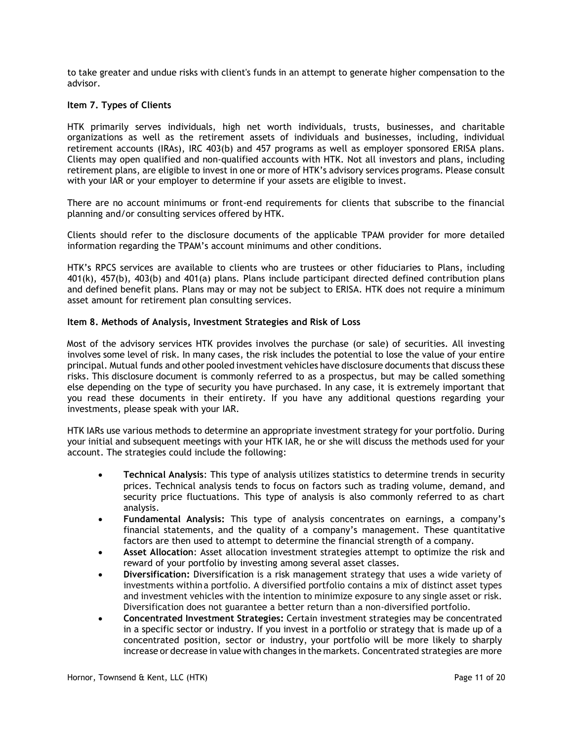to take greater and undue risks with client's funds in an attempt to generate higher compensation to the advisor.

### Item 7. Types of Clients

HTK primarily serves individuals, high net worth individuals, trusts, businesses, and charitable organizations as well as the retirement assets of individuals and businesses, including, individual retirement accounts (IRAs), IRC 403(b) and 457 programs as well as employer sponsored ERISA plans. Clients may open qualified and non-qualified accounts with HTK. Not all investors and plans, including retirement plans, are eligible to invest in one or more of HTK's advisory services programs. Please consult with your IAR or your employer to determine if your assets are eligible to invest.

There are no account minimums or front-end requirements for clients that subscribe to the financial planning and/or consulting services offered by HTK.

Clients should refer to the disclosure documents of the applicable TPAM provider for more detailed information regarding the TPAM's account minimums and other conditions.

HTK's RPCS services are available to clients who are trustees or other fiduciaries to Plans, including 401(k), 457(b), 403(b) and 401(a) plans. Plans include participant directed defined contribution plans and defined benefit plans. Plans may or may not be subject to ERISA. HTK does not require a minimum asset amount for retirement plan consulting services.

### Item 8. Methods of Analysis, Investment Strategies and Risk of Loss

Most of the advisory services HTK provides involves the purchase (or sale) of securities. All investing involves some level of risk. In many cases, the risk includes the potential to lose the value of your entire principal. Mutual funds and other pooled investment vehicles have disclosure documents that discuss these risks. This disclosure document is commonly referred to as a prospectus, but may be called something else depending on the type of security you have purchased. In any case, it is extremely important that you read these documents in their entirety. If you have any additional questions regarding your investments, please speak with your IAR.

HTK IARs use various methods to determine an appropriate investment strategy for your portfolio. During your initial and subsequent meetings with your HTK IAR, he or she will discuss the methods used for your account. The strategies could include the following:

- **Technical Analysis**: This type of analysis utilizes statistics to determine trends in security prices. Technical analysis tends to focus on factors such as trading volume, demand, and security price fluctuations. This type of analysis is also commonly referred to as chart analysis.
- **Fundamental Analysis:** This type of analysis concentrates on earnings, a company's financial statements, and the quality of a company's management. These quantitative factors are then used to attempt to determine the financial strength of a company.
- **Asset Allocation**: Asset allocation investment strategies attempt to optimize the risk and reward of your portfolio by investing among several asset classes.
- **Diversification:** Diversification is a risk management strategy that uses a wide variety of investments within a portfolio. A diversified portfolio contains a mix of distinct asset types and investment vehicles with the intention to minimize exposure to any single asset or risk. Diversification does not guarantee a better return than a non-diversified portfolio.
- **Concentrated Investment Strategies:** Certain investment strategies may be concentrated in a specific sector or industry. If you invest in a portfolio or strategy that is made up of a concentrated position, sector or industry, your portfolio will be more likely to sharply increase or decrease in value with changes in the markets. Concentrated strategies are more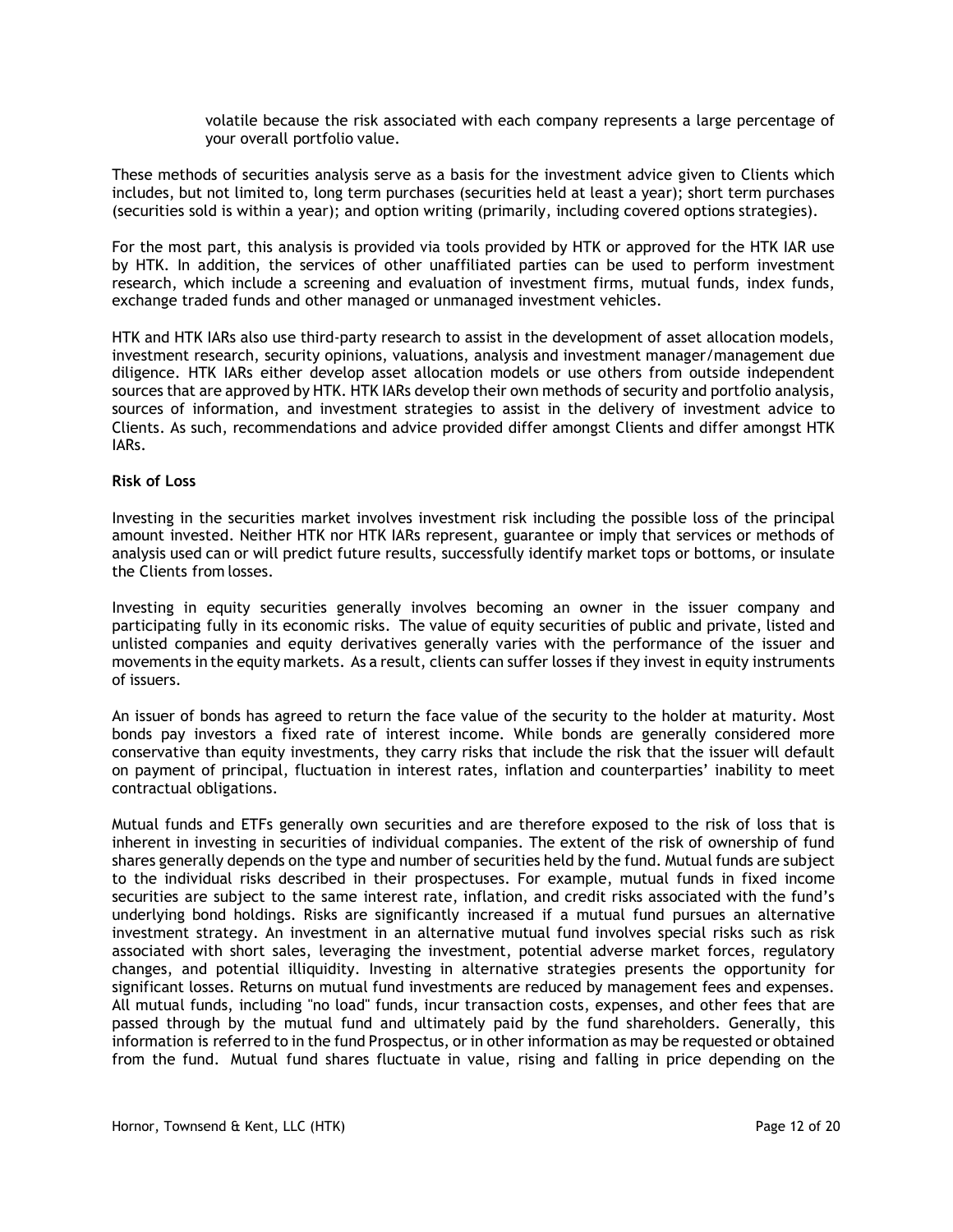volatile because the risk associated with each company represents a large percentage of your overall portfolio value.

These methods of securities analysis serve as a basis for the investment advice given to Clients which includes, but not limited to, long term purchases (securities held at least a year); short term purchases (securities sold is within a year); and option writing (primarily, including covered options strategies).

For the most part, this analysis is provided via tools provided by HTK or approved for the HTK IAR use by HTK. In addition, the services of other unaffiliated parties can be used to perform investment research, which include a screening and evaluation of investment firms, mutual funds, index funds, exchange traded funds and other managed or unmanaged investment vehicles.

HTK and HTK IARs also use third-party research to assist in the development of asset allocation models, investment research, security opinions, valuations, analysis and investment manager/management due diligence. HTK IARs either develop asset allocation models or use others from outside independent sources that are approved by HTK. HTK IARs develop their own methods of security and portfolio analysis, sources of information, and investment strategies to assist in the delivery of investment advice to Clients. As such, recommendations and advice provided differ amongst Clients and differ amongst HTK IARs.

**Risk of Loss**

Investing in the securities market involves investment risk including the possible loss of the principal amount invested. Neither HTK nor HTK IARs represent, guarantee or imply that services or methods of analysis used can or will predict future results, successfully identify market tops or bottoms, or insulate the Clients from losses.

Investing in equity securities generally involves becoming an owner in the issuer company and participating fully in its economic risks. The value of equity securities of public and private, listed and unlisted companies and equity derivatives generally varies with the performance of the issuer and movements in the equity markets. As a result, clients can suffer losses if they invest in equity instruments of issuers.

An issuer of bonds has agreed to return the face value of the security to the holder at maturity. Most bonds pay investors a fixed rate of interest income. While bonds are generally considered more conservative than equity investments, they carry risks that include the risk that the issuer will default on payment of principal, fluctuation in interest rates, inflation and counterparties' inability to meet contractual obligations.

Mutual funds and ETFs generally own securities and are therefore exposed to the risk of loss that is inherent in investing in securities of individual companies. The extent of the risk of ownership of fund shares generally depends on the type and number of securities held by the fund. Mutual funds are subject to the individual risks described in their prospectuses. For example, mutual funds in fixed income securities are subject to the same interest rate, inflation, and credit risks associated with the fund's underlying bond holdings. Risks are significantly increased if a mutual fund pursues an alternative investment strategy. An investment in an alternative mutual fund involves special risks such as risk associated with short sales, leveraging the investment, potential adverse market forces, regulatory changes, and potential illiquidity. Investing in alternative strategies presents the opportunity for significant losses. Returns on mutual fund investments are reduced by management fees and expenses. All mutual funds, including "no load" funds, incur transaction costs, expenses, and other fees that are passed through by the mutual fund and ultimately paid by the fund shareholders. Generally, this information is referred to in the fund Prospectus, or in other information as may be requested or obtained from the fund. Mutual fund shares fluctuate in value, rising and falling in price depending on the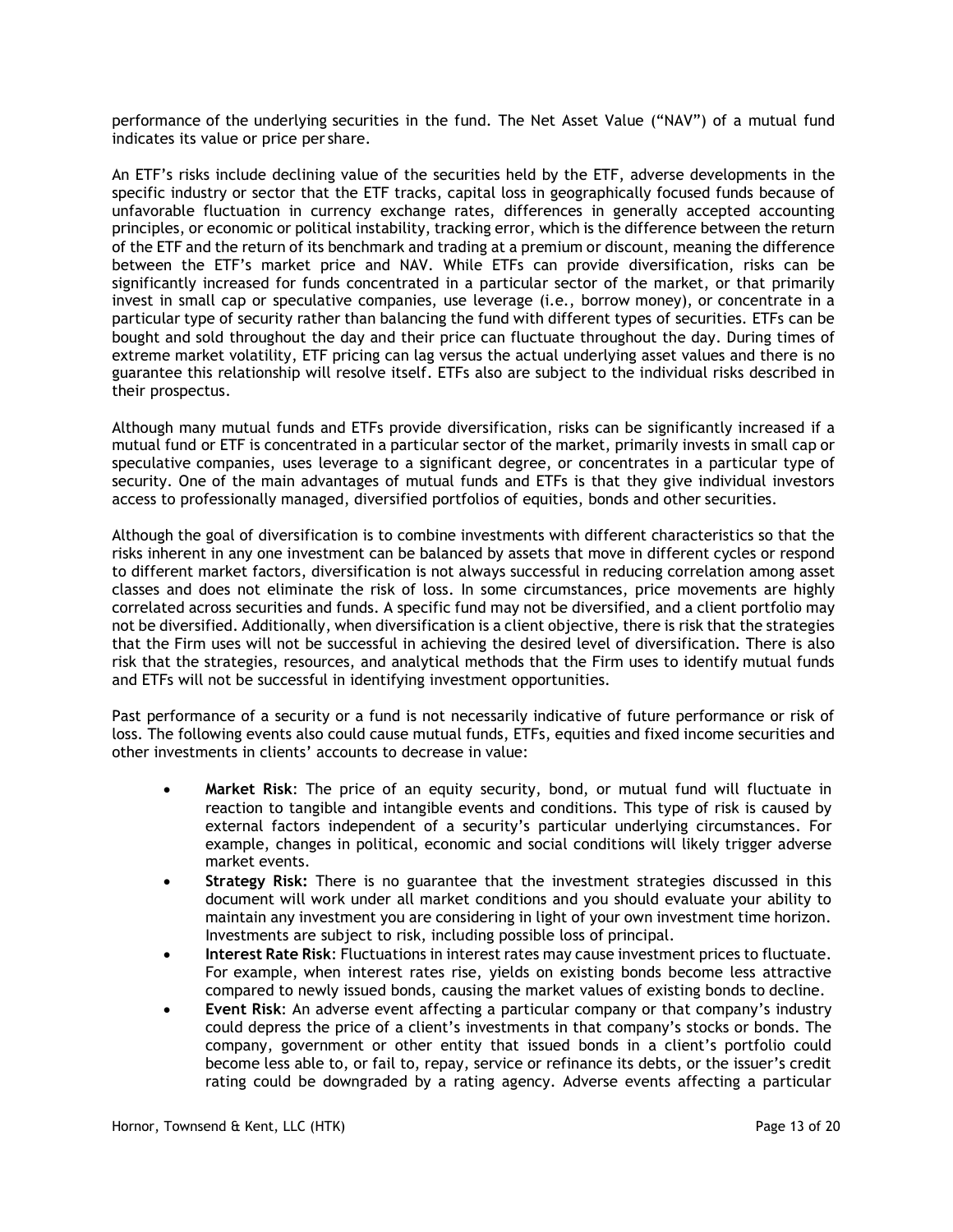performance of the underlying securities in the fund. The Net Asset Value ("NAV") of a mutual fund indicates its value or price per share.

An ETF's risks include declining value of the securities held by the ETF, adverse developments in the specific industry or sector that the ETF tracks, capital loss in geographically focused funds because of unfavorable fluctuation in currency exchange rates, differences in generally accepted accounting principles, or economic or political instability, tracking error, which is the difference between the return of the ETF and the return of its benchmark and trading at a premium or discount, meaning the difference between the ETF's market price and NAV. While ETFs can provide diversification, risks can be significantly increased for funds concentrated in a particular sector of the market, or that primarily invest in small cap or speculative companies, use leverage (i.e., borrow money), or concentrate in a particular type of security rather than balancing the fund with different types of securities. ETFs can be bought and sold throughout the day and their price can fluctuate throughout the day. During times of extreme market volatility, ETF pricing can lag versus the actual underlying asset values and there is no guarantee this relationship will resolve itself. ETFs also are subject to the individual risks described in their prospectus.

Although many mutual funds and ETFs provide diversification, risks can be significantly increased if a mutual fund or ETF is concentrated in a particular sector of the market, primarily invests in small cap or speculative companies, uses leverage to a significant degree, or concentrates in a particular type of security. One of the main advantages of mutual funds and ETFs is that they give individual investors access to professionally managed, diversified portfolios of equities, bonds and other securities.

Although the goal of diversification is to combine investments with different characteristics so that the risks inherent in any one investment can be balanced by assets that move in different cycles or respond to different market factors, diversification is not always successful in reducing correlation among asset classes and does not eliminate the risk of loss. In some circumstances, price movements are highly correlated across securities and funds. A specific fund may not be diversified, and a client portfolio may not be diversified. Additionally, when diversification is a client objective, there is risk that the strategies that the Firm uses will not be successful in achieving the desired level of diversification. There is also risk that the strategies, resources, and analytical methods that the Firm uses to identify mutual funds and ETFs will not be successful in identifying investment opportunities.

Past performance of a security or a fund is not necessarily indicative of future performance or risk of loss. The following events also could cause mutual funds, ETFs, equities and fixed income securities and other investments in clients' accounts to decrease in value:

- **Market Risk**: The price of an equity security, bond, or mutual fund will fluctuate in reaction to tangible and intangible events and conditions. This type of risk is caused by external factors independent of a security's particular underlying circumstances. For example, changes in political, economic and social conditions will likely trigger adverse market events.
- **Strategy Risk:** There is no guarantee that the investment strategies discussed in this document will work under all market conditions and you should evaluate your ability to maintain any investment you are considering in light of your own investment time horizon. Investments are subject to risk, including possible loss of principal.
- **Interest Rate Risk**: Fluctuations in interest rates may cause investment prices to fluctuate. For example, when interest rates rise, yields on existing bonds become less attractive compared to newly issued bonds, causing the market values of existing bonds to decline.
- **Event Risk**: An adverse event affecting a particular company or that company's industry could depress the price of a client's investments in that company's stocks or bonds. The company, government or other entity that issued bonds in a client's portfolio could become less able to, or fail to, repay, service or refinance its debts, or the issuer's credit rating could be downgraded by a rating agency. Adverse events affecting a particular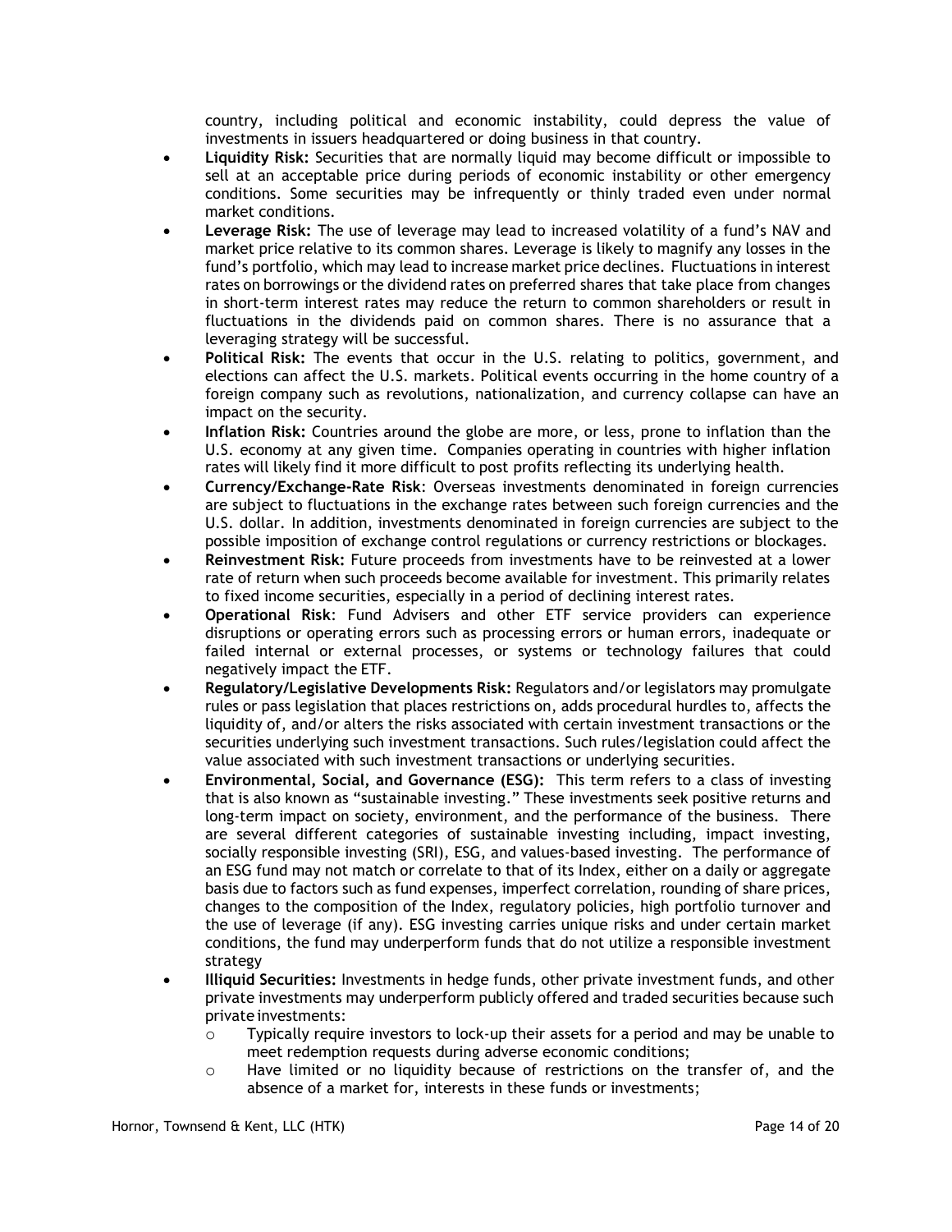country, including political and economic instability, could depress the value of investments in issuers headquartered or doing business in that country.

- **Liquidity Risk:** Securities that are normally liquid may become difficult or impossible to sell at an acceptable price during periods of economic instability or other emergency conditions. Some securities may be infrequently or thinly traded even under normal market conditions.
- **Leverage Risk:** The use of leverage may lead to increased volatility of a fund's NAV and market price relative to its common shares. Leverage is likely to magnify any losses in the fund's portfolio, which may lead to increase market price declines. Fluctuations in interest rates on borrowings or the dividend rates on preferred shares that take place from changes in short-term interest rates may reduce the return to common shareholders or result in fluctuations in the dividends paid on common shares. There is no assurance that a leveraging strategy will be successful.
- **Political Risk:** The events that occur in the U.S. relating to politics, government, and elections can affect the U.S. markets. Political events occurring in the home country of a foreign company such as revolutions, nationalization, and currency collapse can have an impact on the security.
- **Inflation Risk:** Countries around the globe are more, or less, prone to inflation than the U.S. economy at any given time. Companies operating in countries with higher inflation rates will likely find it more difficult to post profits reflecting its underlying health.
- **Currency/Exchange-Rate Risk**: Overseas investments denominated in foreign currencies are subject to fluctuations in the exchange rates between such foreign currencies and the U.S. dollar. In addition, investments denominated in foreign currencies are subject to the possible imposition of exchange control regulations or currency restrictions or blockages.
- **Reinvestment Risk:** Future proceeds from investments have to be reinvested at a lower rate of return when such proceeds become available for investment. This primarily relates to fixed income securities, especially in a period of declining interest rates.
- **Operational Risk**: Fund Advisers and other ETF service providers can experience disruptions or operating errors such as processing errors or human errors, inadequate or failed internal or external processes, or systems or technology failures that could negatively impact the ETF.
- **Regulatory/Legislative Developments Risk:** Regulators and/or legislators may promulgate rules or pass legislation that places restrictions on, adds procedural hurdles to, affects the liquidity of, and/or alters the risks associated with certain investment transactions or the securities underlying such investment transactions. Such rules/legislation could affect the value associated with such investment transactions or underlying securities.
- **Environmental, Social, and Governance (ESG):** This term refers to a class of investing that is also known as "sustainable investing." These investments seek positive returns and long-term impact on society, environment, and the performance of the business. There are several different categories of sustainable investing including, impact investing, socially responsible investing (SRI), ESG, and values-based investing. The performance of an ESG fund may not match or correlate to that of its Index, either on a daily or aggregate basis due to factors such as fund expenses, imperfect correlation, rounding of share prices, changes to the composition of the Index, regulatory policies, high portfolio turnover and the use of leverage (if any). ESG investing carries unique risks and under certain market conditions, the fund may underperform funds that do not utilize a responsible investment strategy
- **Illiquid Securities:** Investments in hedge funds, other private investment funds, and other private investments may underperform publicly offered and traded securities because such private investments:
  - Typically require investors to lock-up their assets for a period and may be unable to meet redemption requests during adverse economic conditions;
  - Have limited or no liquidity because of restrictions on the transfer of, and the absence of a market for, interests in these funds or investments;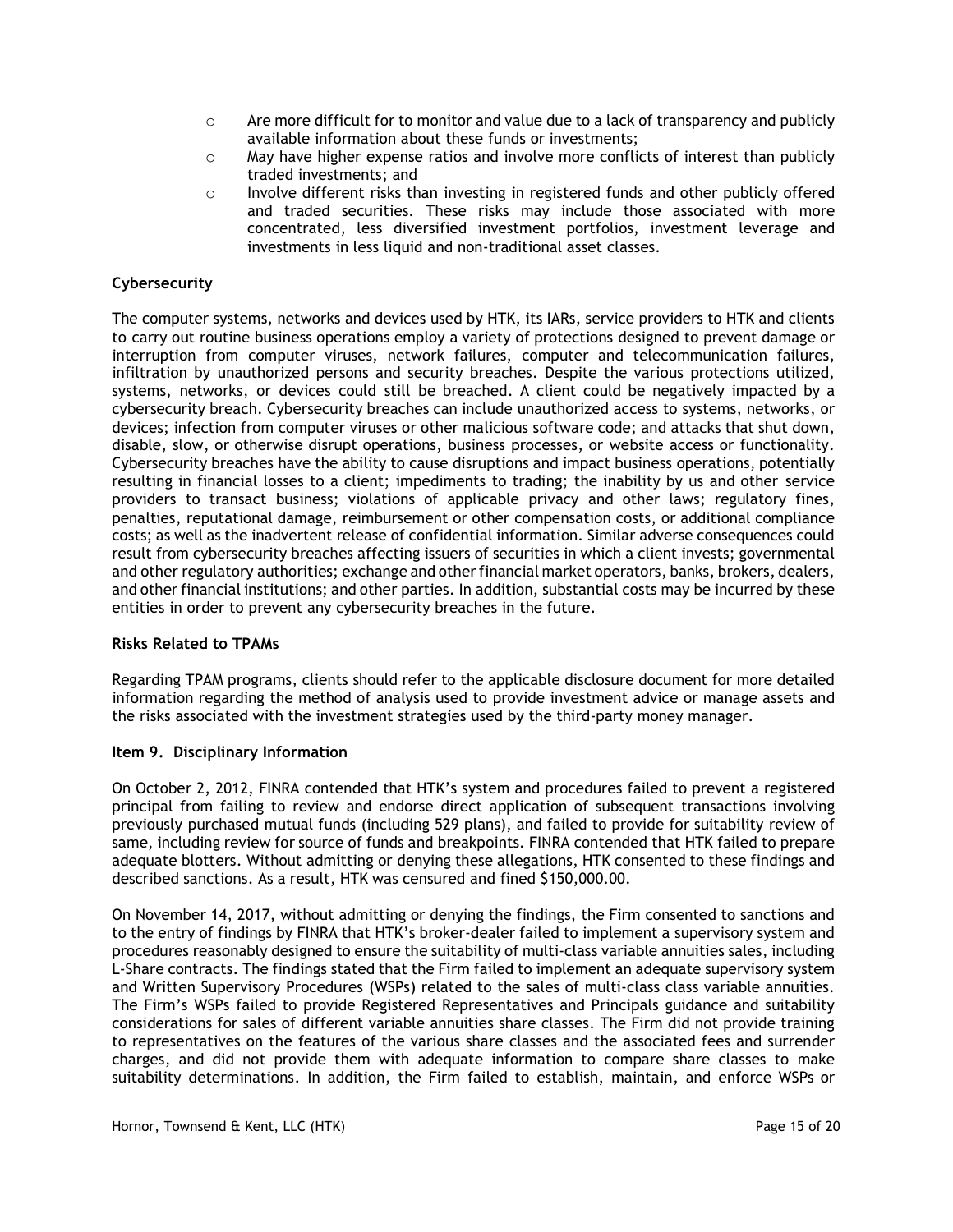- Are more difficult for to monitor and value due to a lack of transparency and publicly available information about these funds or investments;
- May have higher expense ratios and involve more conflicts of interest than publicly traded investments; and
- Involve different risks than investing in registered funds and other publicly offered and traded securities. These risks may include those associated with more concentrated, less diversified investment portfolios, investment leverage and investments in less liquid and non-traditional asset classes.

**Cybersecurity**

The computer systems, networks and devices used by HTK, its IARs, service providers to HTK and clients to carry out routine business operations employ a variety of protections designed to prevent damage or interruption from computer viruses, network failures, computer and telecommunication failures, infiltration by unauthorized persons and security breaches. Despite the various protections utilized, systems, networks, or devices could still be breached. A client could be negatively impacted by a cybersecurity breach. Cybersecurity breaches can include unauthorized access to systems, networks, or devices; infection from computer viruses or other malicious software code; and attacks that shut down, disable, slow, or otherwise disrupt operations, business processes, or website access or functionality. Cybersecurity breaches have the ability to cause disruptions and impact business operations, potentially resulting in financial losses to a client; impediments to trading; the inability by us and other service providers to transact business; violations of applicable privacy and other laws; regulatory fines, penalties, reputational damage, reimbursement or other compensation costs, or additional compliance costs; as well as the inadvertent release of confidential information. Similar adverse consequences could result from cybersecurity breaches affecting issuers of securities in which a client invests; governmental and other regulatory authorities; exchange and other financial market operators, banks, brokers, dealers, and other financial institutions; and other parties. In addition, substantial costs may be incurred by these entities in order to prevent any cybersecurity breaches in the future.

**Risks Related to TPAMs**

Regarding TPAM programs, clients should refer to the applicable disclosure document for more detailed information regarding the method of analysis used to provide investment advice or manage assets and the risks associated with the investment strategies used by the third-party money manager.

**Item 9. Disciplinary Information**

On October 2, 2012, FINRA contended that HTK's system and procedures failed to prevent a registered principal from failing to review and endorse direct application of subsequent transactions involving previously purchased mutual funds (including 529 plans), and failed to provide for suitability review of same, including review for source of funds and breakpoints. FINRA contended that HTK failed to prepare adequate blotters. Without admitting or denying these allegations, HTK consented to these findings and described sanctions. As a result, HTK was censured and fined $150,000.00.

On November 14, 2017, without admitting or denying the findings, the Firm consented to sanctions and to the entry of findings by FINRA that HTK's broker-dealer failed to implement a supervisory system and procedures reasonably designed to ensure the suitability of multi-class variable annuities sales, including L-Share contracts. The findings stated that the Firm failed to implement an adequate supervisory system and Written Supervisory Procedures (WSPs) related to the sales of multi-class class variable annuities. The Firm's WSPs failed to provide Registered Representatives and Principals guidance and suitability considerations for sales of different variable annuities share classes. The Firm did not provide training to representatives on the features of the various share classes and the associated fees and surrender charges, and did not provide them with adequate information to compare share classes to make suitability determinations. In addition, the Firm failed to establish, maintain, and enforce WSPs or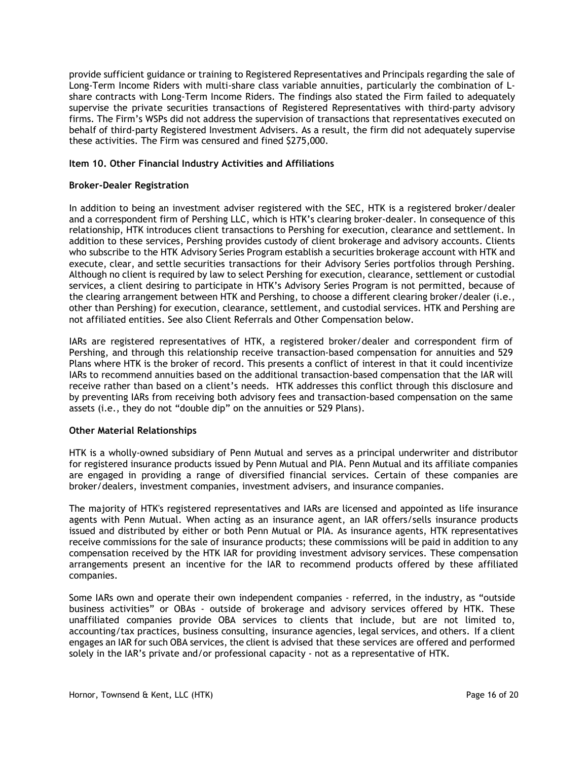provide sufficient guidance or training to Registered Representatives and Principals regarding the sale of Long-Term Income Riders with multi-share class variable annuities, particularly the combination of L-share contracts with Long-Term Income Riders. The findings also stated the Firm failed to adequately supervise the private securities transactions of Registered Representatives with third-party advisory firms. The Firm's WSPs did not address the supervision of transactions that representatives executed on behalf of third-party Registered Investment Advisers. As a result, the firm did not adequately supervise these activities. The Firm was censured and fined $275,000.

## Item 10. Other Financial Industry Activities and Affiliations

### Broker-Dealer Registration

In addition to being an investment adviser registered with the SEC, HTK is a registered broker/dealer and a correspondent firm of Pershing LLC, which is HTK's clearing broker-dealer. In consequence of this relationship, HTK introduces client transactions to Pershing for execution, clearance and settlement. In addition to these services, Pershing provides custody of client brokerage and advisory accounts. Clients who subscribe to the HTK Advisory Series Program establish a securities brokerage account with HTK and execute, clear, and settle securities transactions for their Advisory Series portfolios through Pershing. Although no client is required by law to select Pershing for execution, clearance, settlement or custodial services, a client desiring to participate in HTK's Advisory Series Program is not permitted, because of the clearing arrangement between HTK and Pershing, to choose a different clearing broker/dealer (i.e., other than Pershing) for execution, clearance, settlement, and custodial services. HTK and Pershing are not affiliated entities. See also Client Referrals and Other Compensation below.

IARs are registered representatives of HTK, a registered broker/dealer and correspondent firm of Pershing, and through this relationship receive transaction-based compensation for annuities and 529 Plans where HTK is the broker of record. This presents a conflict of interest in that it could incentivize IARs to recommend annuities based on the additional transaction-based compensation that the IAR will receive rather than based on a client's needs. HTK addresses this conflict through this disclosure and by preventing IARs from receiving both advisory fees and transaction-based compensation on the same assets (i.e., they do not "double dip" on the annuities or 529 Plans).

### Other Material Relationships

HTK is a wholly-owned subsidiary of Penn Mutual and serves as a principal underwriter and distributor for registered insurance products issued by Penn Mutual and PIA. Penn Mutual and its affiliate companies are engaged in providing a range of diversified financial services. Certain of these companies are broker/dealers, investment companies, investment advisers, and insurance companies.

The majority of HTK's registered representatives and IARs are licensed and appointed as life insurance agents with Penn Mutual. When acting as an insurance agent, an IAR offers/sells insurance products issued and distributed by either or both Penn Mutual or PIA. As insurance agents, HTK representatives receive commissions for the sale of insurance products; these commissions will be paid in addition to any compensation received by the HTK IAR for providing investment advisory services. These compensation arrangements present an incentive for the IAR to recommend products offered by these affiliated companies.

Some IARs own and operate their own independent companies - referred, in the industry, as "outside business activities" or OBAs - outside of brokerage and advisory services offered by HTK. These unaffiliated companies provide OBA services to clients that include, but are not limited to, accounting/tax practices, business consulting, insurance agencies, legal services, and others. If a client engages an IAR for such OBA services, the client is advised that these services are offered and performed solely in the IAR's private and/or professional capacity - not as a representative of HTK.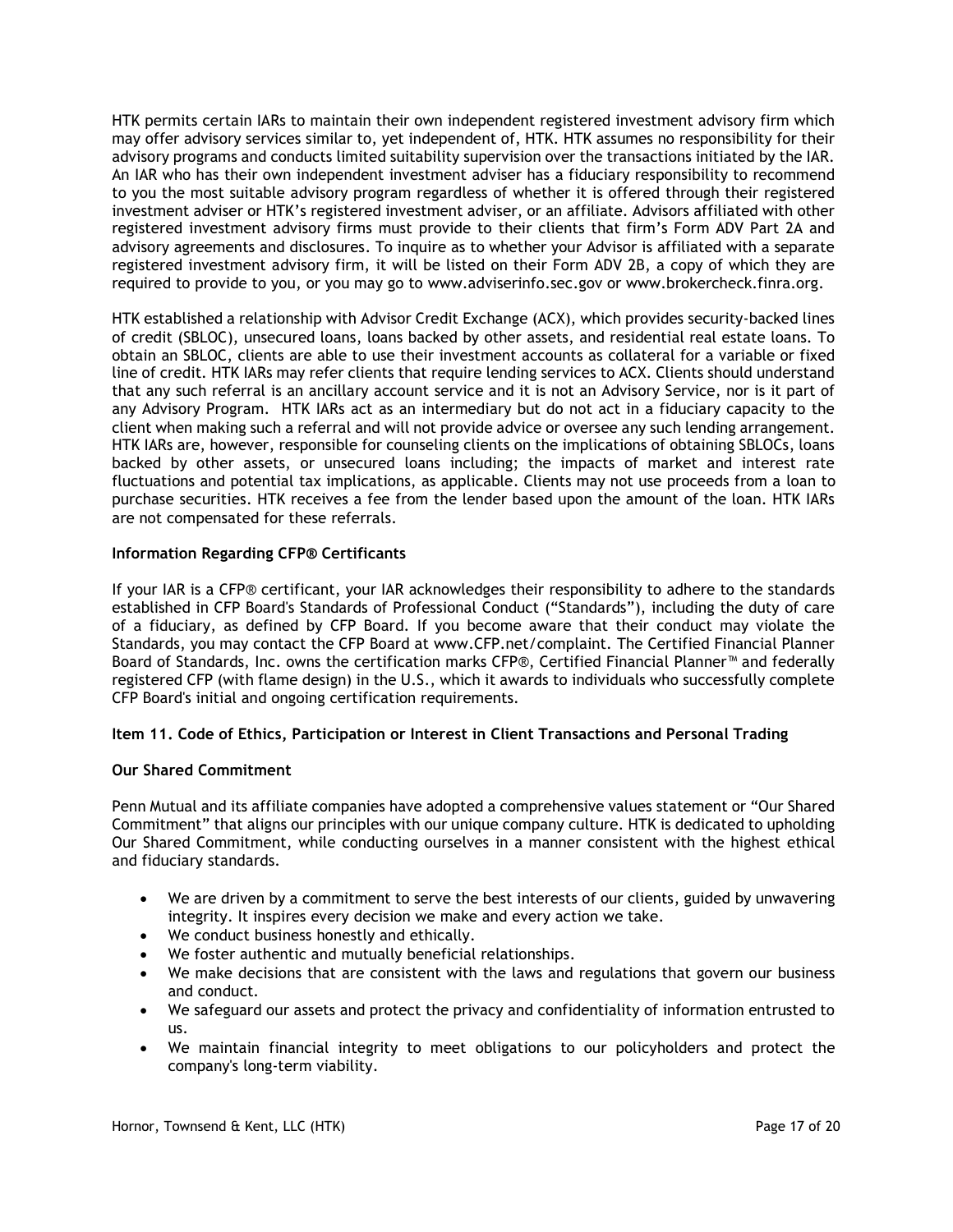HTK permits certain IARs to maintain their own independent registered investment advisory firm which may offer advisory services similar to, yet independent of, HTK. HTK assumes no responsibility for their advisory programs and conducts limited suitability supervision over the transactions initiated by the IAR. An IAR who has their own independent investment adviser has a fiduciary responsibility to recommend to you the most suitable advisory program regardless of whether it is offered through their registered investment adviser or HTK's registered investment adviser, or an affiliate. Advisors affiliated with other registered investment advisory firms must provide to their clients that firm's Form ADV Part 2A and advisory agreements and disclosures. To inquire as to whether your Advisor is affiliated with a separate registered investment advisory firm, it will be listed on their Form ADV 2B, a copy of which they are required to provide to you, or you may go to www.adviserinfo.sec.gov or www.brokercheck.finra.org.

HTK established a relationship with Advisor Credit Exchange (ACX), which provides security-backed lines of credit (SBLOC), unsecured loans, loans backed by other assets, and residential real estate loans. To obtain an SBLOC, clients are able to use their investment accounts as collateral for a variable or fixed line of credit. HTK IARs may refer clients that require lending services to ACX. Clients should understand that any such referral is an ancillary account service and it is not an Advisory Service, nor is it part of any Advisory Program. HTK IARs act as an intermediary but do not act in a fiduciary capacity to the client when making such a referral and will not provide advice or oversee any such lending arrangement. HTK IARs are, however, responsible for counseling clients on the implications of obtaining SBLOCs, loans backed by other assets, or unsecured loans including; the impacts of market and interest rate fluctuations and potential tax implications, as applicable. Clients may not use proceeds from a loan to purchase securities. HTK receives a fee from the lender based upon the amount of the loan. HTK IARs are not compensated for these referrals.

**Information Regarding CFP® Certificants**

If your IAR is a CFP® certificant, your IAR acknowledges their responsibility to adhere to the standards established in CFP Board's Standards of Professional Conduct ("Standards"), including the duty of care of a fiduciary, as defined by CFP Board. If you become aware that their conduct may violate the Standards, you may contact the CFP Board at www.CFP.net/complaint. The Certified Financial Planner Board of Standards, Inc. owns the certification marks CFP®, Certified Financial Planner™ and federally registered CFP (with flame design) in the U.S., which it awards to individuals who successfully complete CFP Board's initial and ongoing certification requirements.

## Item 11. Code of Ethics, Participation or Interest in Client Transactions and Personal Trading

**Our Shared Commitment**

Penn Mutual and its affiliate companies have adopted a comprehensive values statement or "Our Shared Commitment" that aligns our principles with our unique company culture. HTK is dedicated to upholding Our Shared Commitment, while conducting ourselves in a manner consistent with the highest ethical and fiduciary standards.

- We are driven by a commitment to serve the best interests of our clients, guided by unwavering integrity. It inspires every decision we make and every action we take.
- We conduct business honestly and ethically.
- We foster authentic and mutually beneficial relationships.
- We make decisions that are consistent with the laws and regulations that govern our business and conduct.
- We safeguard our assets and protect the privacy and confidentiality of information entrusted to us.
- We maintain financial integrity to meet obligations to our policyholders and protect the company's long-term viability.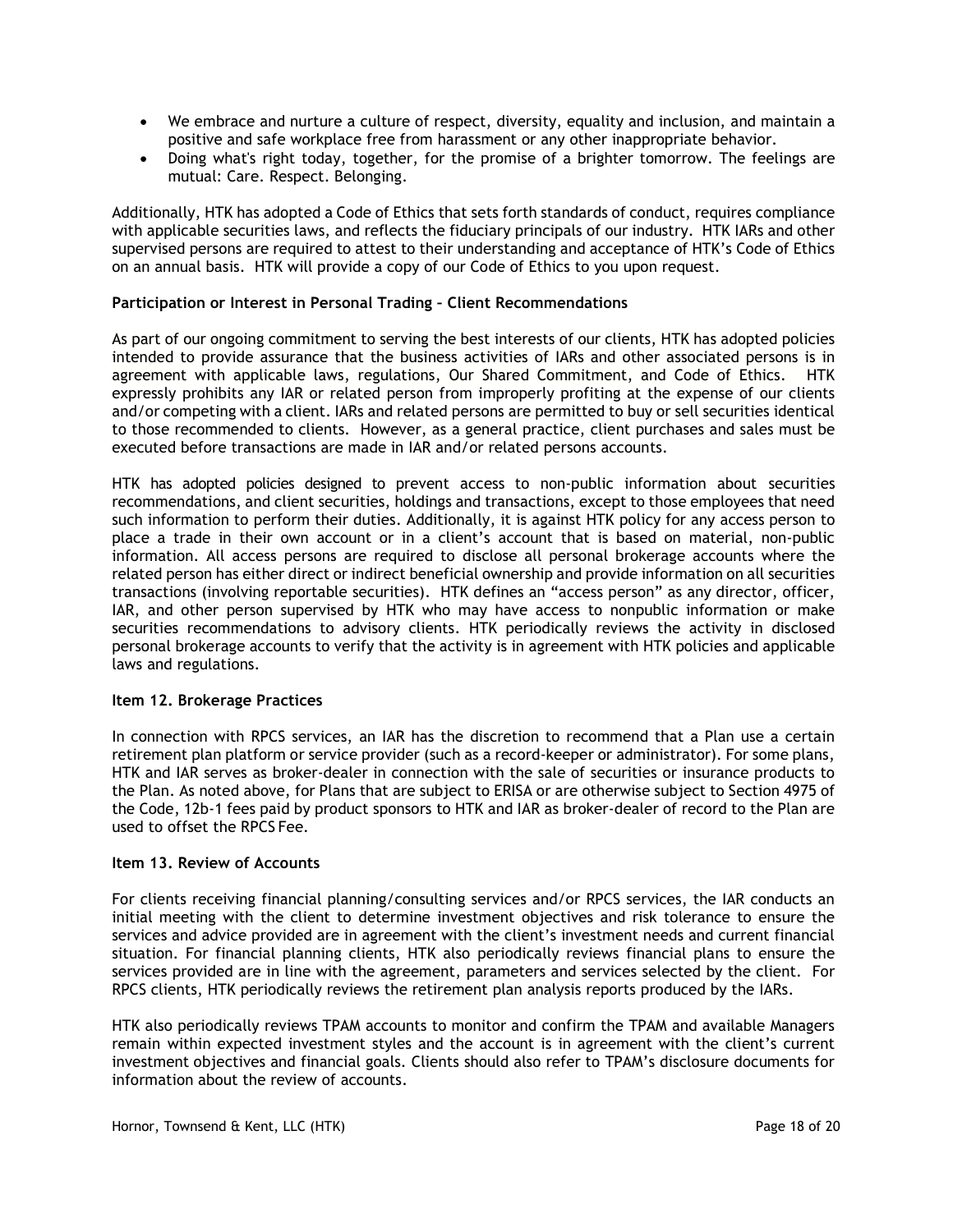- We embrace and nurture a culture of respect, diversity, equality and inclusion, and maintain a positive and safe workplace free from harassment or any other inappropriate behavior.
- Doing what's right today, together, for the promise of a brighter tomorrow. The feelings are mutual: Care. Respect. Belonging.

Additionally, HTK has adopted a Code of Ethics that sets forth standards of conduct, requires compliance with applicable securities laws, and reflects the fiduciary principals of our industry. HTK IARs and other supervised persons are required to attest to their understanding and acceptance of HTK's Code of Ethics on an annual basis. HTK will provide a copy of our Code of Ethics to you upon request.

**Participation or Interest in Personal Trading – Client Recommendations**

As part of our ongoing commitment to serving the best interests of our clients, HTK has adopted policies intended to provide assurance that the business activities of IARs and other associated persons is in agreement with applicable laws, regulations, Our Shared Commitment, and Code of Ethics. HTK expressly prohibits any IAR or related person from improperly profiting at the expense of our clients and/or competing with a client. IARs and related persons are permitted to buy or sell securities identical to those recommended to clients. However, as a general practice, client purchases and sales must be executed before transactions are made in IAR and/or related persons accounts.

HTK has adopted policies designed to prevent access to non-public information about securities recommendations, and client securities, holdings and transactions, except to those employees that need such information to perform their duties. Additionally, it is against HTK policy for any access person to place a trade in their own account or in a client's account that is based on material, non-public information. All access persons are required to disclose all personal brokerage accounts where the related person has either direct or indirect beneficial ownership and provide information on all securities transactions (involving reportable securities). HTK defines an "access person" as any director, officer, IAR, and other person supervised by HTK who may have access to nonpublic information or make securities recommendations to advisory clients. HTK periodically reviews the activity in disclosed personal brokerage accounts to verify that the activity is in agreement with HTK policies and applicable laws and regulations.

## Item 12. Brokerage Practices

In connection with RPCS services, an IAR has the discretion to recommend that a Plan use a certain retirement plan platform or service provider (such as a record-keeper or administrator). For some plans, HTK and IAR serves as broker-dealer in connection with the sale of securities or insurance products to the Plan. As noted above, for Plans that are subject to ERISA or are otherwise subject to Section 4975 of the Code, 12b-1 fees paid by product sponsors to HTK and IAR as broker-dealer of record to the Plan are used to offset the RPCS Fee.

## Item 13. Review of Accounts

For clients receiving financial planning/consulting services and/or RPCS services, the IAR conducts an initial meeting with the client to determine investment objectives and risk tolerance to ensure the services and advice provided are in agreement with the client's investment needs and current financial situation. For financial planning clients, HTK also periodically reviews financial plans to ensure the services provided are in line with the agreement, parameters and services selected by the client. For RPCS clients, HTK periodically reviews the retirement plan analysis reports produced by the IARs.

HTK also periodically reviews TPAM accounts to monitor and confirm the TPAM and available Managers remain within expected investment styles and the account is in agreement with the client's current investment objectives and financial goals. Clients should also refer to TPAM's disclosure documents for information about the review of accounts.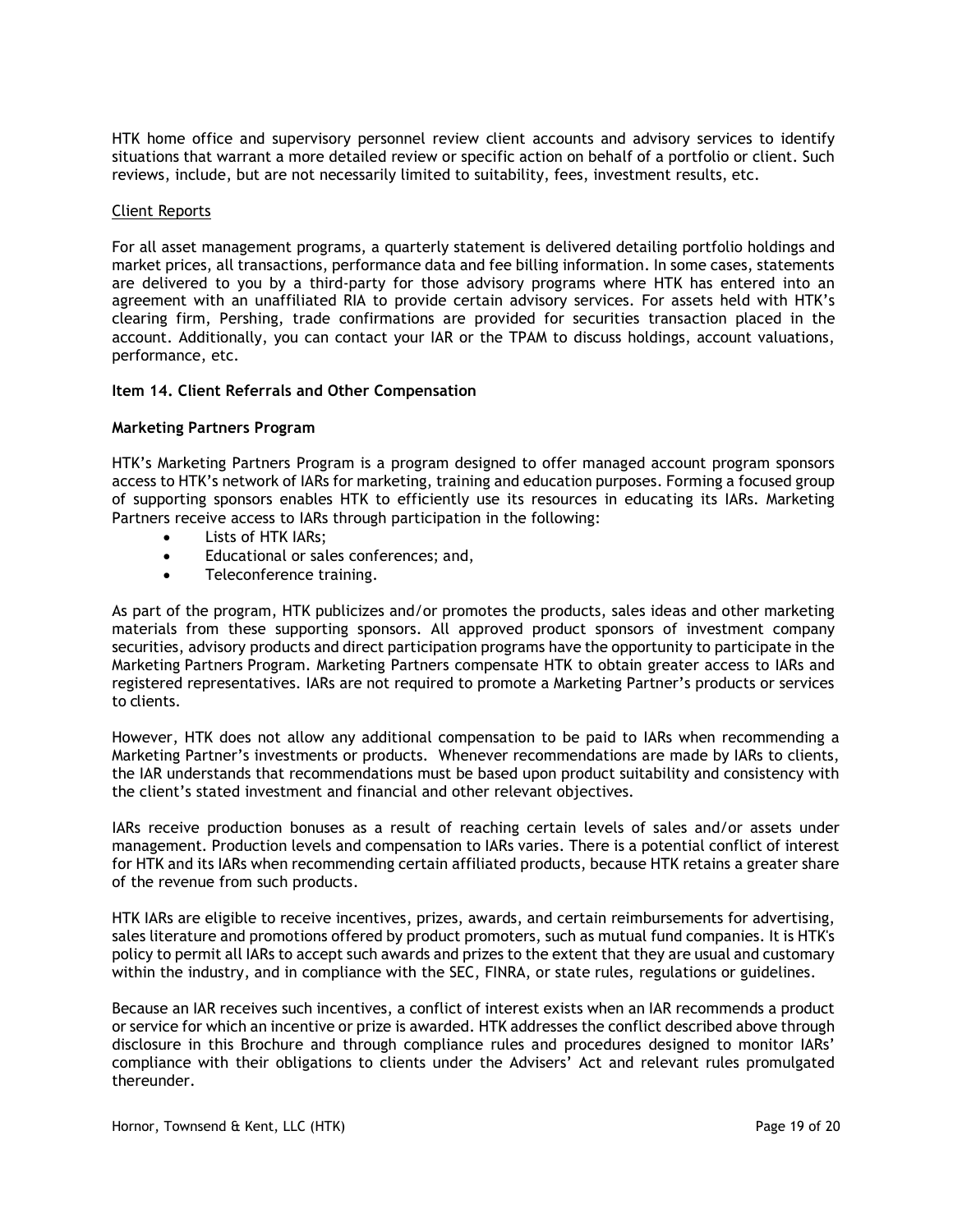HTK home office and supervisory personnel review client accounts and advisory services to identify situations that warrant a more detailed review or specific action on behalf of a portfolio or client. Such reviews, include, but are not necessarily limited to suitability, fees, investment results, etc.

Client Reports

For all asset management programs, a quarterly statement is delivered detailing portfolio holdings and market prices, all transactions, performance data and fee billing information. In some cases, statements are delivered to you by a third-party for those advisory programs where HTK has entered into an agreement with an unaffiliated RIA to provide certain advisory services. For assets held with HTK's clearing firm, Pershing, trade confirmations are provided for securities transaction placed in the account. Additionally, you can contact your IAR or the TPAM to discuss holdings, account valuations, performance, etc.

## Item 14. Client Referrals and Other Compensation

### Marketing Partners Program

HTK's Marketing Partners Program is a program designed to offer managed account program sponsors access to HTK's network of IARs for marketing, training and education purposes. Forming a focused group of supporting sponsors enables HTK to efficiently use its resources in educating its IARs. Marketing Partners receive access to IARs through participation in the following:

- Lists of HTK IARs;
- Educational or sales conferences; and,
- Teleconference training.

As part of the program, HTK publicizes and/or promotes the products, sales ideas and other marketing materials from these supporting sponsors. All approved product sponsors of investment company securities, advisory products and direct participation programs have the opportunity to participate in the Marketing Partners Program. Marketing Partners compensate HTK to obtain greater access to IARs and registered representatives. IARs are not required to promote a Marketing Partner's products or services to clients.

However, HTK does not allow any additional compensation to be paid to IARs when recommending a Marketing Partner's investments or products. Whenever recommendations are made by IARs to clients, the IAR understands that recommendations must be based upon product suitability and consistency with the client's stated investment and financial and other relevant objectives.

IARs receive production bonuses as a result of reaching certain levels of sales and/or assets under management. Production levels and compensation to IARs varies. There is a potential conflict of interest for HTK and its IARs when recommending certain affiliated products, because HTK retains a greater share of the revenue from such products.

HTK IARs are eligible to receive incentives, prizes, awards, and certain reimbursements for advertising, sales literature and promotions offered by product promoters, such as mutual fund companies. It is HTK's policy to permit all IARs to accept such awards and prizes to the extent that they are usual and customary within the industry, and in compliance with the SEC, FINRA, or state rules, regulations or guidelines.

Because an IAR receives such incentives, a conflict of interest exists when an IAR recommends a product or service for which an incentive or prize is awarded. HTK addresses the conflict described above through disclosure in this Brochure and through compliance rules and procedures designed to monitor IARs' compliance with their obligations to clients under the Advisers' Act and relevant rules promulgated thereunder.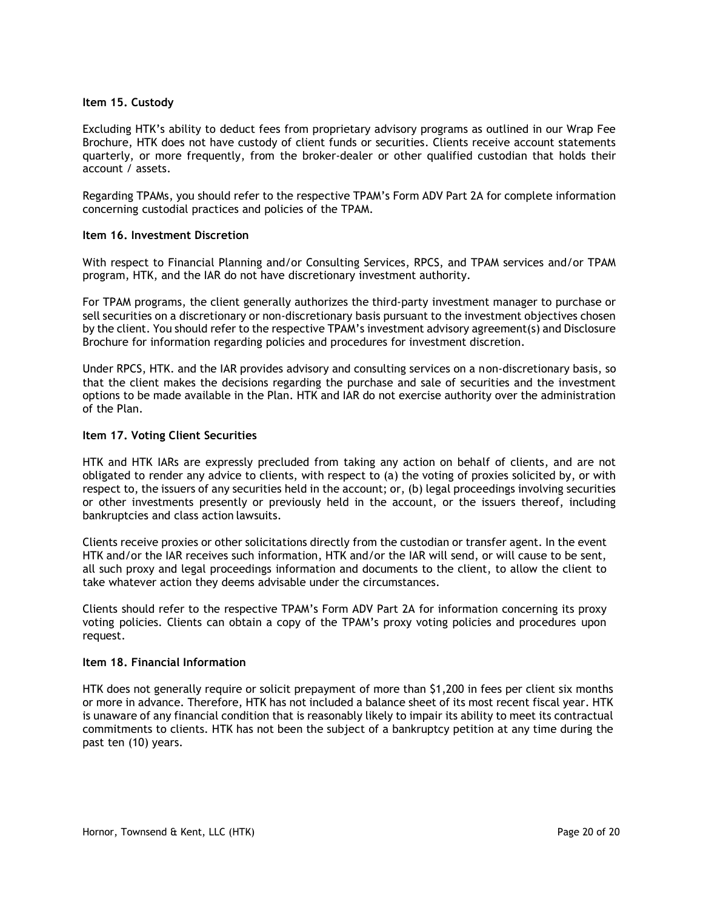**Item 15. Custody**

Excluding HTK's ability to deduct fees from proprietary advisory programs as outlined in our Wrap Fee Brochure, HTK does not have custody of client funds or securities. Clients receive account statements quarterly, or more frequently, from the broker-dealer or other qualified custodian that holds their account / assets.

Regarding TPAMs, you should refer to the respective TPAM's Form ADV Part 2A for complete information concerning custodial practices and policies of the TPAM.

**Item 16. Investment Discretion**

With respect to Financial Planning and/or Consulting Services, RPCS, and TPAM services and/or TPAM program, HTK, and the IAR do not have discretionary investment authority.

For TPAM programs, the client generally authorizes the third-party investment manager to purchase or sell securities on a discretionary or non-discretionary basis pursuant to the investment objectives chosen by the client. You should refer to the respective TPAM's investment advisory agreement(s) and Disclosure Brochure for information regarding policies and procedures for investment discretion.

Under RPCS, HTK. and the IAR provides advisory and consulting services on a non-discretionary basis, so that the client makes the decisions regarding the purchase and sale of securities and the investment options to be made available in the Plan. HTK and IAR do not exercise authority over the administration of the Plan.

**Item 17. Voting Client Securities**

HTK and HTK IARs are expressly precluded from taking any action on behalf of clients, and are not obligated to render any advice to clients, with respect to (a) the voting of proxies solicited by, or with respect to, the issuers of any securities held in the account; or, (b) legal proceedings involving securities or other investments presently or previously held in the account, or the issuers thereof, including bankruptcies and class action lawsuits.

Clients receive proxies or other solicitations directly from the custodian or transfer agent. In the event HTK and/or the IAR receives such information, HTK and/or the IAR will send, or will cause to be sent, all such proxy and legal proceedings information and documents to the client, to allow the client to take whatever action they deems advisable under the circumstances.

Clients should refer to the respective TPAM's Form ADV Part 2A for information concerning its proxy voting policies. Clients can obtain a copy of the TPAM's proxy voting policies and procedures upon request.

**Item 18. Financial Information**

HTK does not generally require or solicit prepayment of more than $1,200 in fees per client six months or more in advance. Therefore, HTK has not included a balance sheet of its most recent fiscal year. HTK is unaware of any financial condition that is reasonably likely to impair its ability to meet its contractual commitments to clients. HTK has not been the subject of a bankruptcy petition at any time during the past ten (10) years.